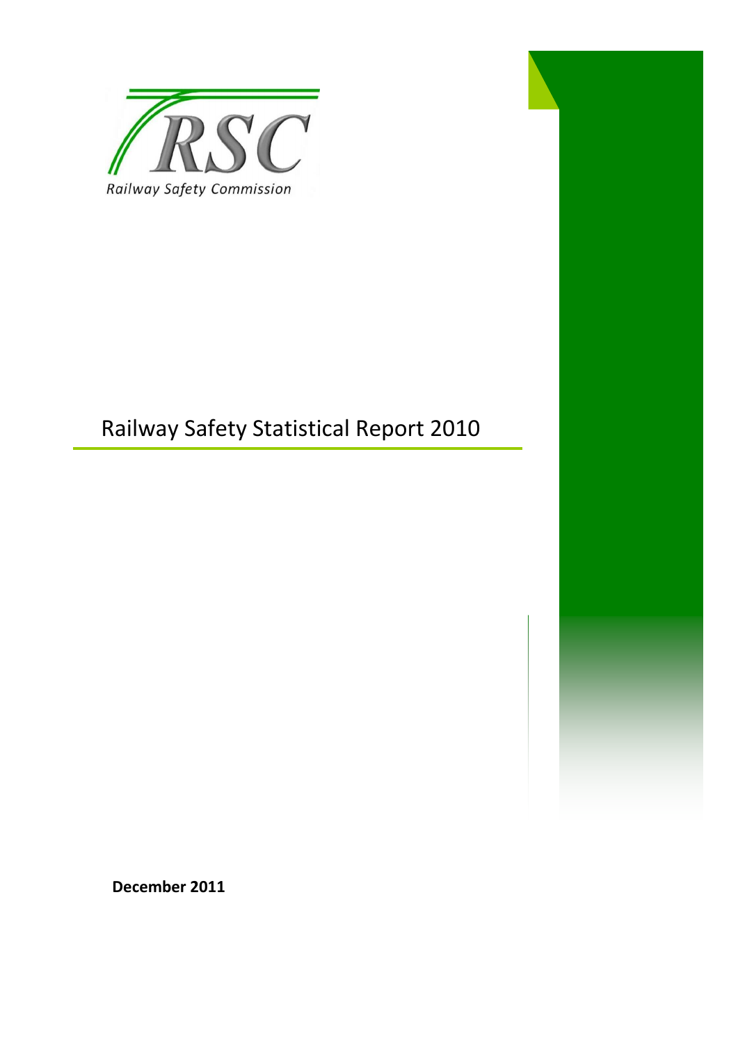RSC

Railway Safety Commission

# Railway Safety Statistical Report 2010

**December 2011**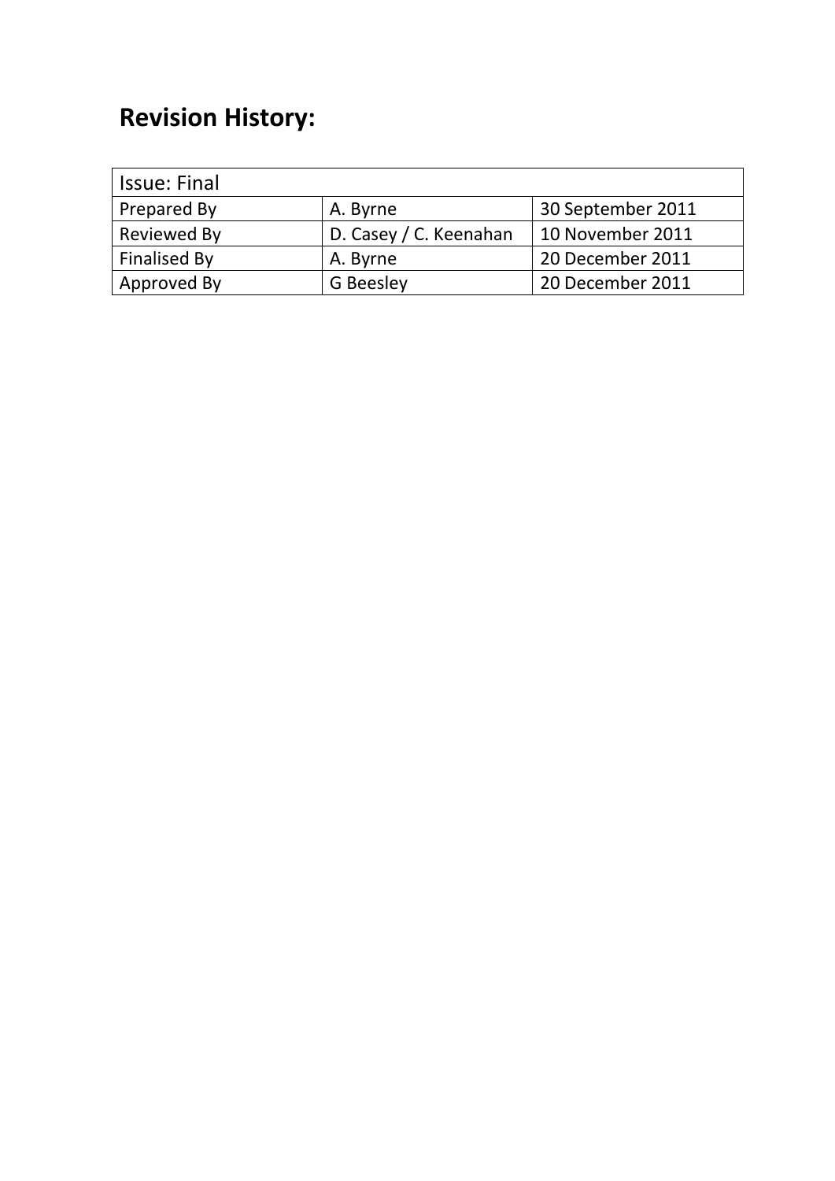## Revision History:

| Issue: Final | | |
|---|---|---|
| Prepared By | A. Byrne | 30 September 2011 |
| Reviewed By | D. Casey / C. Keenahan | 10 November 2011 |
| Finalised By | A. Byrne | 20 December 2011 |
| Approved By | G Beesley | 20 December 2011 |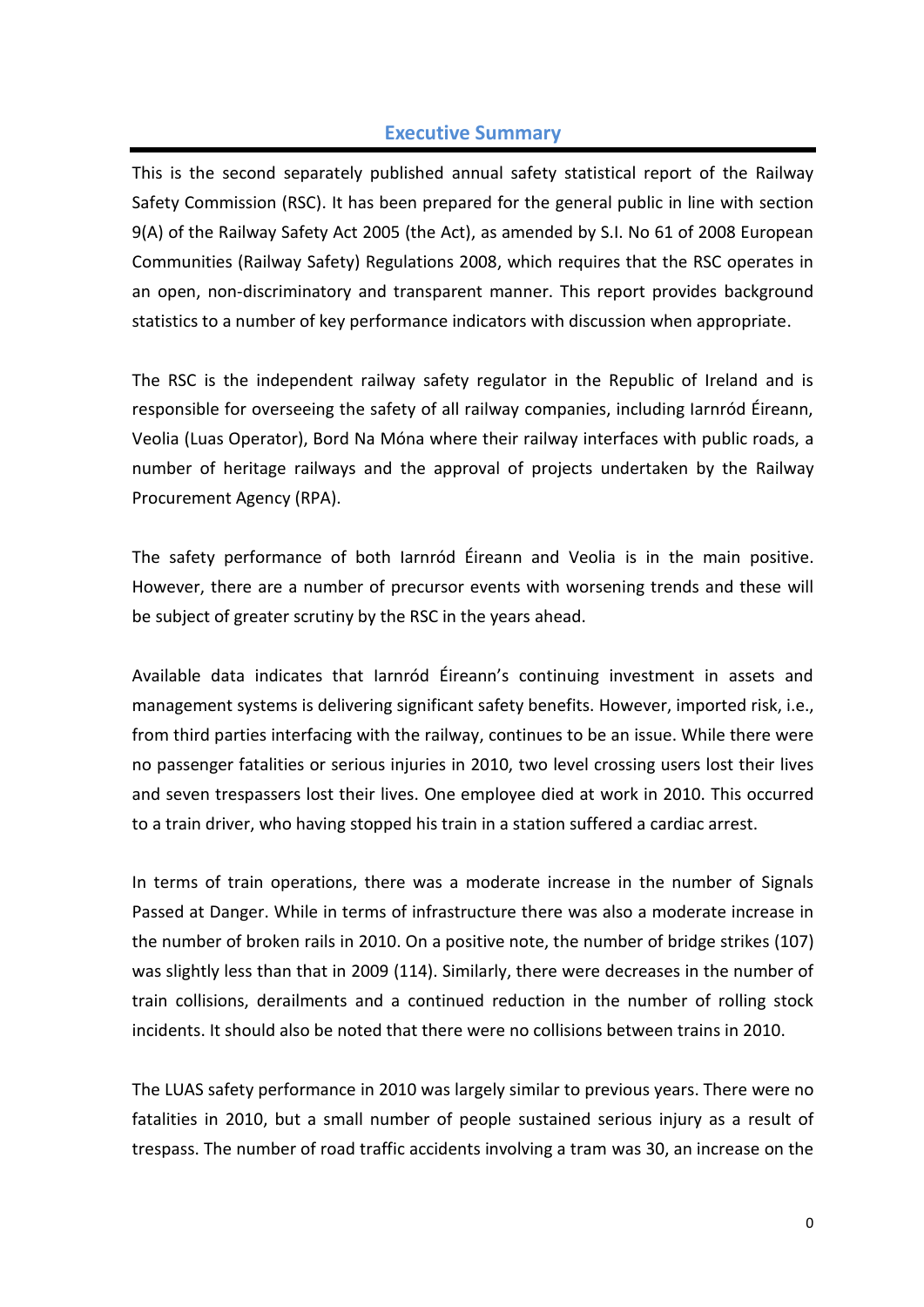## Executive Summary

This is the second separately published annual safety statistical report of the Railway Safety Commission (RSC). It has been prepared for the general public in line with section 9(A) of the Railway Safety Act 2005 (the Act), as amended by S.I. No 61 of 2008 European Communities (Railway Safety) Regulations 2008, which requires that the RSC operates in an open, non-discriminatory and transparent manner. This report provides background statistics to a number of key performance indicators with discussion when appropriate.

The RSC is the independent railway safety regulator in the Republic of Ireland and is responsible for overseeing the safety of all railway companies, including Iarnród Éireann, Veolia (Luas Operator), Bord Na Móna where their railway interfaces with public roads, a number of heritage railways and the approval of projects undertaken by the Railway Procurement Agency (RPA).

The safety performance of both Iarnród Éireann and Veolia is in the main positive. However, there are a number of precursor events with worsening trends and these will be subject of greater scrutiny by the RSC in the years ahead.

Available data indicates that Iarnród Éireann's continuing investment in assets and management systems is delivering significant safety benefits. However, imported risk, i.e., from third parties interfacing with the railway, continues to be an issue. While there were no passenger fatalities or serious injuries in 2010, two level crossing users lost their lives and seven trespassers lost their lives. One employee died at work in 2010. This occurred to a train driver, who having stopped his train in a station suffered a cardiac arrest.

In terms of train operations, there was a moderate increase in the number of Signals Passed at Danger. While in terms of infrastructure there was also a moderate increase in the number of broken rails in 2010. On a positive note, the number of bridge strikes (107) was slightly less than that in 2009 (114). Similarly, there were decreases in the number of train collisions, derailments and a continued reduction in the number of rolling stock incidents. It should also be noted that there were no collisions between trains in 2010.

The LUAS safety performance in 2010 was largely similar to previous years. There were no fatalities in 2010, but a small number of people sustained serious injury as a result of trespass. The number of road traffic accidents involving a tram was 30, an increase on the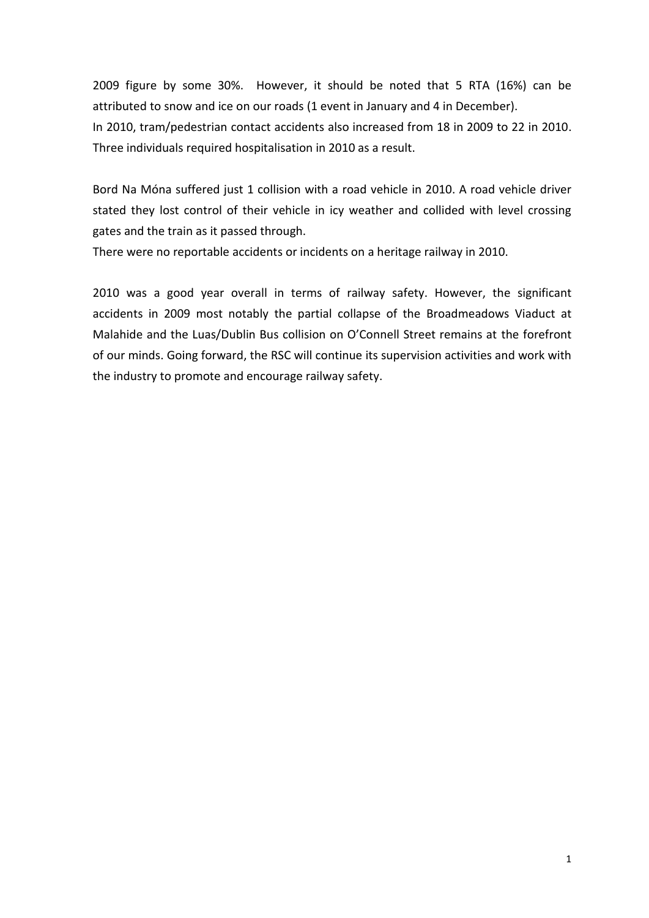2009 figure by some 30%. However, it should be noted that 5 RTA (16%) can be attributed to snow and ice on our roads (1 event in January and 4 in December).
In 2010, tram/pedestrian contact accidents also increased from 18 in 2009 to 22 in 2010. Three individuals required hospitalisation in 2010 as a result.

Bord Na Móna suffered just 1 collision with a road vehicle in 2010. A road vehicle driver stated they lost control of their vehicle in icy weather and collided with level crossing gates and the train as it passed through.
There were no reportable accidents or incidents on a heritage railway in 2010.

2010 was a good year overall in terms of railway safety. However, the significant accidents in 2009 most notably the partial collapse of the Broadmeadows Viaduct at Malahide and the Luas/Dublin Bus collision on O'Connell Street remains at the forefront of our minds. Going forward, the RSC will continue its supervision activities and work with the industry to promote and encourage railway safety.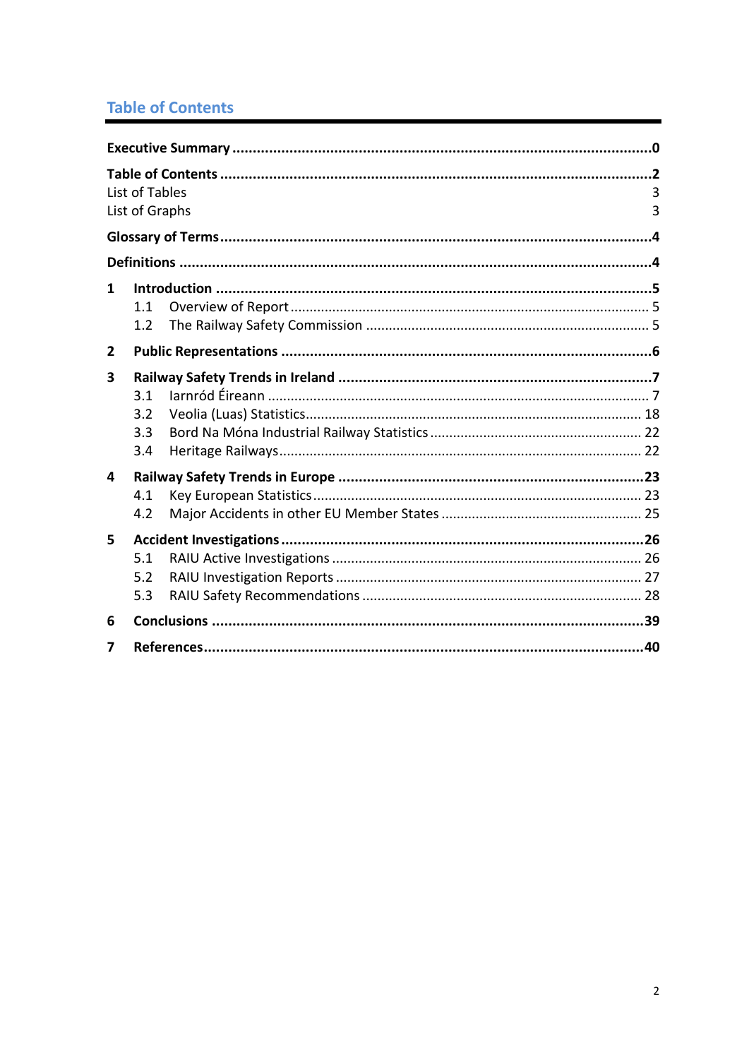## Table of Contents

**Executive Summary** .......... **0**

**Table of Contents** .......... **2**

List of Tables .......... 3

List of Graphs .......... 3

**Glossary of Terms** .......... **4**

**Definitions** .......... **4**

**1 Introduction** .......... **5**

- 1.1 Overview of Report .......... 5
- 1.2 The Railway Safety Commission .......... 5

**2 Public Representations** .......... **6**

**3 Railway Safety Trends in Ireland** .......... **7**

- 3.1 Iarnród Éireann .......... 7
- 3.2 Veolia (Luas) Statistics .......... 18
- 3.3 Bord Na Móna Industrial Railway Statistics .......... 22
- 3.4 Heritage Railways .......... 22

**4 Railway Safety Trends in Europe** .......... **23**

- 4.1 Key European Statistics .......... 23
- 4.2 Major Accidents in other EU Member States .......... 25

**5 Accident Investigations** .......... **26**

- 5.1 RAIU Active Investigations .......... 26
- 5.2 RAIU Investigation Reports .......... 27
- 5.3 RAIU Safety Recommendations .......... 28

**6 Conclusions** .......... **39**

**7 References** .......... **40**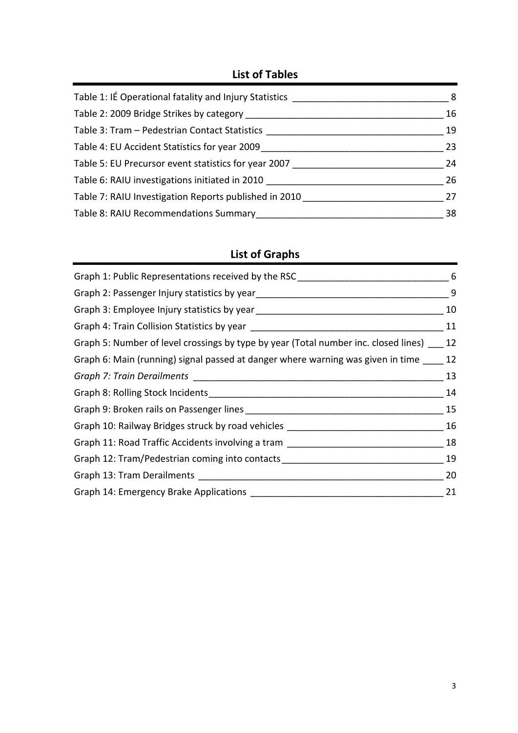## List of Tables

Table 1: IÉ Operational fatality and Injury Statistics ______________________________ 8
Table 2: 2009 Bridge Strikes by category ______________________________________ 16
Table 3: Tram – Pedestrian Contact Statistics __________________________________ 19
Table 4: EU Accident Statistics for year 2009___________________________________ 23
Table 5: EU Precursor event statistics for year 2007 ____________________________ 24
Table 6: RAIU investigations initiated in 2010 _________________________________ 26
Table 7: RAIU Investigation Reports published in 2010 __________________________ 27
Table 8: RAIU Recommendations Summary___________________________________ 38

## List of Graphs

Graph 1: Public Representations received by the RSC ____________________________ 6
Graph 2: Passenger Injury statistics by year____________________________________ 9
Graph 3: Employee Injury statistics by year ___________________________________ 10
Graph 4: Train Collision Statistics by year _____________________________________ 11
Graph 5: Number of level crossings by type by year (Total number inc. closed lines) ___ 12
Graph 6: Main (running) signal passed at danger where warning was given in time ____ 12
*Graph 7: Train Derailments* _________________________________________________ 13
Graph 8: Rolling Stock Incidents_______________________________________________ 14
Graph 9: Broken rails on Passenger lines _______________________________________ 15
Graph 10: Railway Bridges struck by road vehicles ______________________________ 16
Graph 11: Road Traffic Accidents involving a tram ______________________________ 18
Graph 12: Tram/Pedestrian coming into contacts _______________________________ 19
Graph 13: Tram Derailments _________________________________________________ 20
Graph 14: Emergency Brake Applications ______________________________________ 21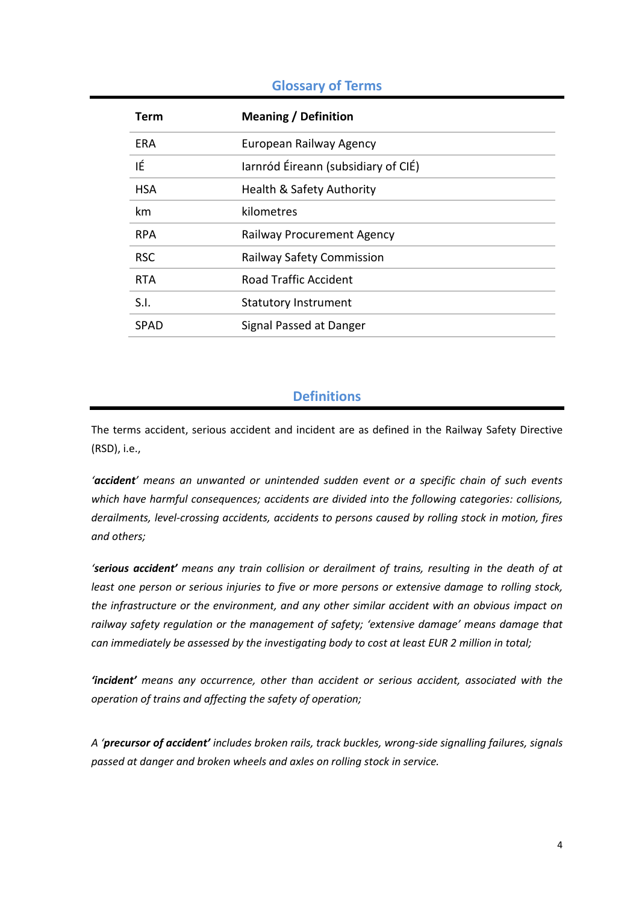## Glossary of Terms

| Term | Meaning / Definition |
|---|---|
| ERA | European Railway Agency |
| IÉ | Iarnród Éireann (subsidiary of CIÉ) |
| HSA | Health & Safety Authority |
| km | kilometres |
| RPA | Railway Procurement Agency |
| RSC | Railway Safety Commission |
| RTA | Road Traffic Accident |
| S.I. | Statutory Instrument |
| SPAD | Signal Passed at Danger |

## Definitions

The terms accident, serious accident and incident are as defined in the Railway Safety Directive (RSD), i.e.,

*'**accident**' means an unwanted or unintended sudden event or a specific chain of such events which have harmful consequences; accidents are divided into the following categories: collisions, derailments, level-crossing accidents, accidents to persons caused by rolling stock in motion, fires and others;*

*'**serious accident**' means any train collision or derailment of trains, resulting in the death of at least one person or serious injuries to five or more persons or extensive damage to rolling stock, the infrastructure or the environment, and any other similar accident with an obvious impact on railway safety regulation or the management of safety; 'extensive damage' means damage that can immediately be assessed by the investigating body to cost at least EUR 2 million in total;*

*'**incident**' means any occurrence, other than accident or serious accident, associated with the operation of trains and affecting the safety of operation;*

*A '**precursor of accident**' includes broken rails, track buckles, wrong-side signalling failures, signals passed at danger and broken wheels and axles on rolling stock in service.*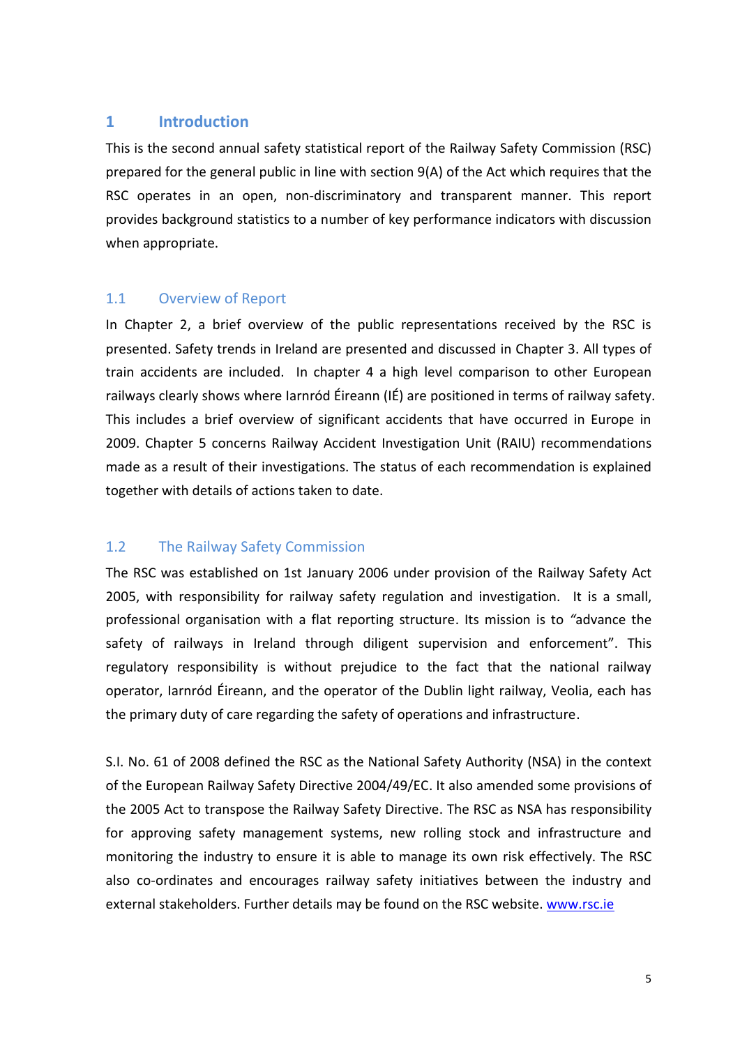# 1 Introduction

This is the second annual safety statistical report of the Railway Safety Commission (RSC) prepared for the general public in line with section 9(A) of the Act which requires that the RSC operates in an open, non-discriminatory and transparent manner. This report provides background statistics to a number of key performance indicators with discussion when appropriate.

## 1.1 Overview of Report

In Chapter 2, a brief overview of the public representations received by the RSC is presented. Safety trends in Ireland are presented and discussed in Chapter 3. All types of train accidents are included. In chapter 4 a high level comparison to other European railways clearly shows where Iarnród Éireann (IÉ) are positioned in terms of railway safety. This includes a brief overview of significant accidents that have occurred in Europe in 2009. Chapter 5 concerns Railway Accident Investigation Unit (RAIU) recommendations made as a result of their investigations. The status of each recommendation is explained together with details of actions taken to date.

## 1.2 The Railway Safety Commission

The RSC was established on 1st January 2006 under provision of the Railway Safety Act 2005, with responsibility for railway safety regulation and investigation. It is a small, professional organisation with a flat reporting structure. Its mission is to *"advance the safety of railways in Ireland through diligent supervision and enforcement"*. This regulatory responsibility is without prejudice to the fact that the national railway operator, Iarnród Éireann, and the operator of the Dublin light railway, Veolia, each has the primary duty of care regarding the safety of operations and infrastructure.

S.I. No. 61 of 2008 defined the RSC as the National Safety Authority (NSA) in the context of the European Railway Safety Directive 2004/49/EC. It also amended some provisions of the 2005 Act to transpose the Railway Safety Directive. The RSC as NSA has responsibility for approving safety management systems, new rolling stock and infrastructure and monitoring the industry to ensure it is able to manage its own risk effectively. The RSC also co-ordinates and encourages railway safety initiatives between the industry and external stakeholders. Further details may be found on the RSC website. [www.rsc.ie](http://www.rsc.ie)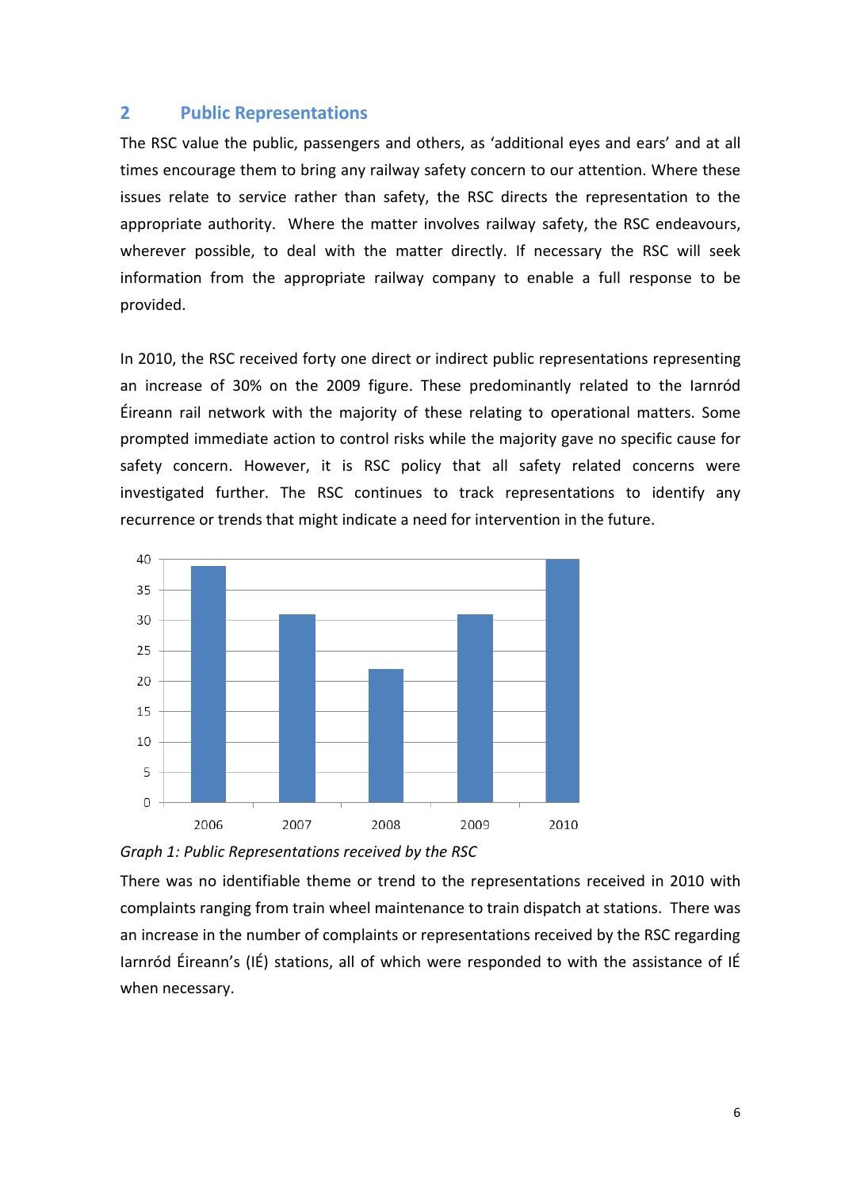## 2 Public Representations

The RSC value the public, passengers and others, as 'additional eyes and ears' and at all times encourage them to bring any railway safety concern to our attention. Where these issues relate to service rather than safety, the RSC directs the representation to the appropriate authority. Where the matter involves railway safety, the RSC endeavours, wherever possible, to deal with the matter directly. If necessary the RSC will seek information from the appropriate railway company to enable a full response to be provided.

In 2010, the RSC received forty one direct or indirect public representations representing an increase of 30% on the 2009 figure. These predominantly related to the Iarnród Éireann rail network with the majority of these relating to operational matters. Some prompted immediate action to control risks while the majority gave no specific cause for safety concern. However, it is RSC policy that all safety related concerns were investigated further. The RSC continues to track representations to identify any recurrence or trends that might indicate a need for intervention in the future.

*Graph 1: Public Representations received by the RSC*

There was no identifiable theme or trend to the representations received in 2010 with complaints ranging from train wheel maintenance to train dispatch at stations. There was an increase in the number of complaints or representations received by the RSC regarding Iarnród Éireann's (IÉ) stations, all of which were responded to with the assistance of IÉ when necessary.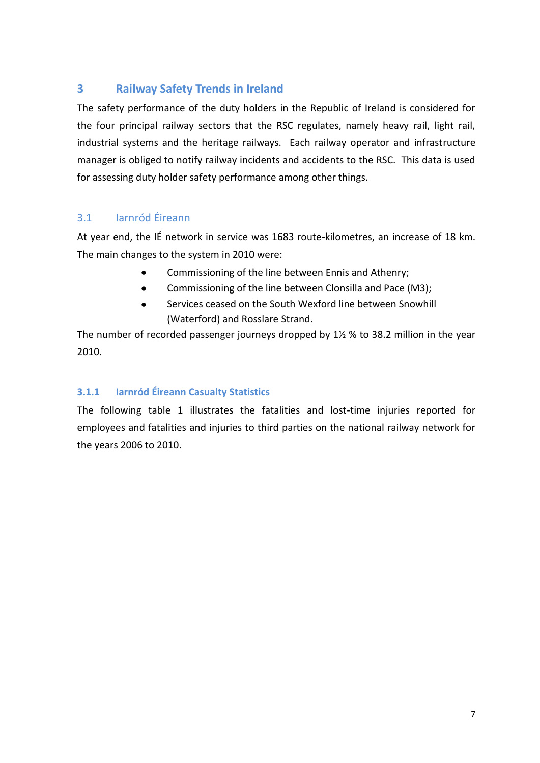# 3 Railway Safety Trends in Ireland

The safety performance of the duty holders in the Republic of Ireland is considered for the four principal railway sectors that the RSC regulates, namely heavy rail, light rail, industrial systems and the heritage railways. Each railway operator and infrastructure manager is obliged to notify railway incidents and accidents to the RSC. This data is used for assessing duty holder safety performance among other things.

## 3.1 Iarnród Éireann

At year end, the IÉ network in service was 1683 route-kilometres, an increase of 18 km. The main changes to the system in 2010 were:

- Commissioning of the line between Ennis and Athenry;
- Commissioning of the line between Clonsilla and Pace (M3);
- Services ceased on the South Wexford line between Snowhill (Waterford) and Rosslare Strand.

The number of recorded passenger journeys dropped by 1½ % to 38.2 million in the year 2010.

### 3.1.1 Iarnród Éireann Casualty Statistics

The following table 1 illustrates the fatalities and lost-time injuries reported for employees and fatalities and injuries to third parties on the national railway network for the years 2006 to 2010.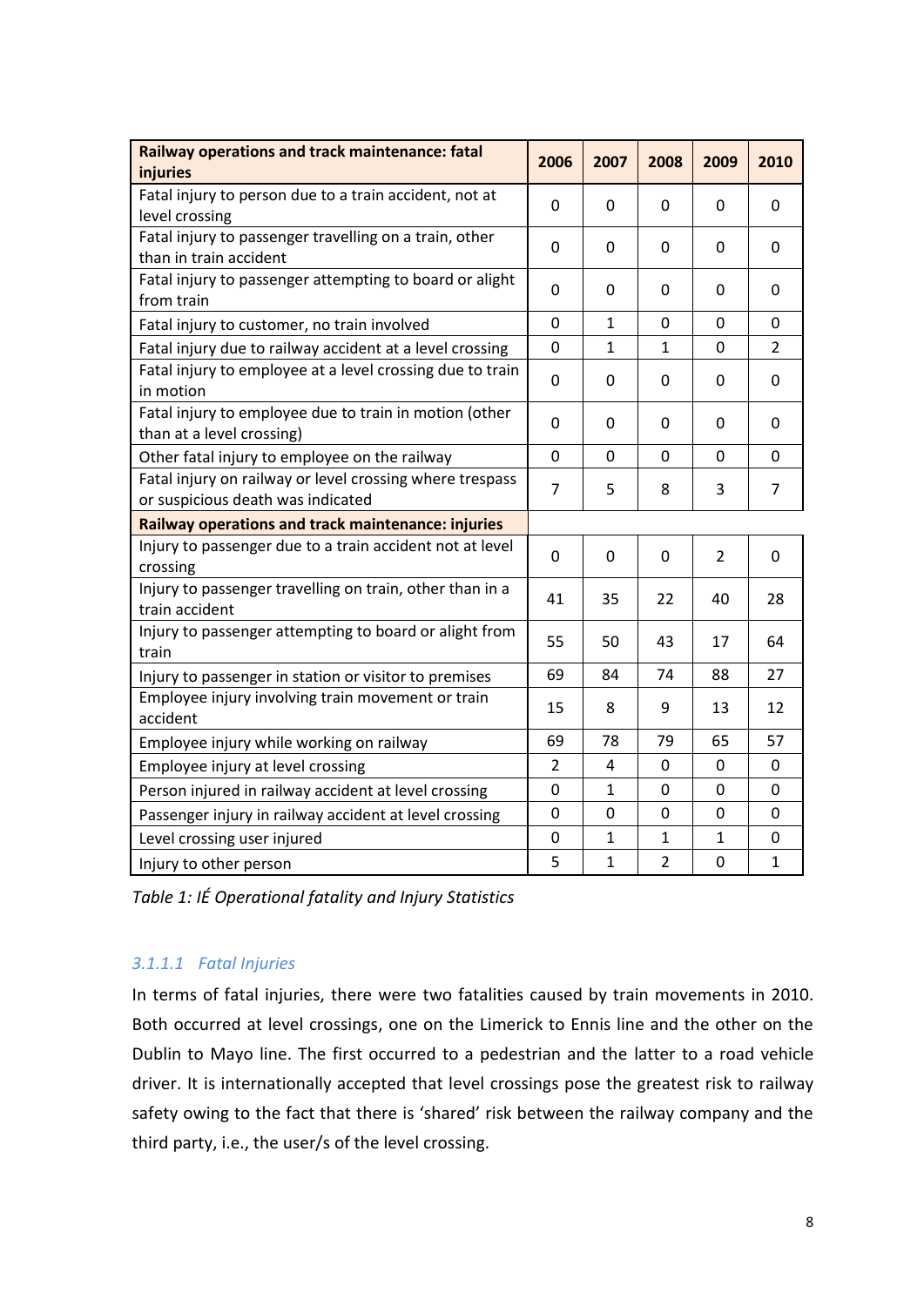| Railway operations and track maintenance: fatal injuries | 2006 | 2007 | 2008 | 2009 | 2010 |
|---|---|---|---|---|---|
| Fatal injury to person due to a train accident, not at level crossing | 0 | 0 | 0 | 0 | 0 |
| Fatal injury to passenger travelling on a train, other than in train accident | 0 | 0 | 0 | 0 | 0 |
| Fatal injury to passenger attempting to board or alight from train | 0 | 0 | 0 | 0 | 0 |
| Fatal injury to customer, no train involved | 0 | 1 | 0 | 0 | 0 |
| Fatal injury due to railway accident at a level crossing | 0 | 1 | 1 | 0 | 2 |
| Fatal injury to employee at a level crossing due to train in motion | 0 | 0 | 0 | 0 | 0 |
| Fatal injury to employee due to train in motion (other than at a level crossing) | 0 | 0 | 0 | 0 | 0 |
| Other fatal injury to employee on the railway | 0 | 0 | 0 | 0 | 0 |
| Fatal injury on railway or level crossing where trespass or suspicious death was indicated | 7 | 5 | 8 | 3 | 7 |
| **Railway operations and track maintenance: injuries** | | | | | |
| Injury to passenger due to a train accident not at level crossing | 0 | 0 | 0 | 2 | 0 |
| Injury to passenger travelling on train, other than in a train accident | 41 | 35 | 22 | 40 | 28 |
| Injury to passenger attempting to board or alight from train | 55 | 50 | 43 | 17 | 64 |
| Injury to passenger in station or visitor to premises | 69 | 84 | 74 | 88 | 27 |
| Employee injury involving train movement or train accident | 15 | 8 | 9 | 13 | 12 |
| Employee injury while working on railway | 69 | 78 | 79 | 65 | 57 |
| Employee injury at level crossing | 2 | 4 | 0 | 0 | 0 |
| Person injured in railway accident at level crossing | 0 | 1 | 0 | 0 | 0 |
| Passenger injury in railway accident at level crossing | 0 | 0 | 0 | 0 | 0 |
| Level crossing user injured | 0 | 1 | 1 | 1 | 0 |
| Injury to other person | 5 | 1 | 2 | 0 | 1 |

*Table 1: IÉ Operational fatality and Injury Statistics*

#### 3.1.1.1 Fatal Injuries

In terms of fatal injuries, there were two fatalities caused by train movements in 2010. Both occurred at level crossings, one on the Limerick to Ennis line and the other on the Dublin to Mayo line. The first occurred to a pedestrian and the latter to a road vehicle driver. It is internationally accepted that level crossings pose the greatest risk to railway safety owing to the fact that there is 'shared' risk between the railway company and the third party, i.e., the user/s of the level crossing.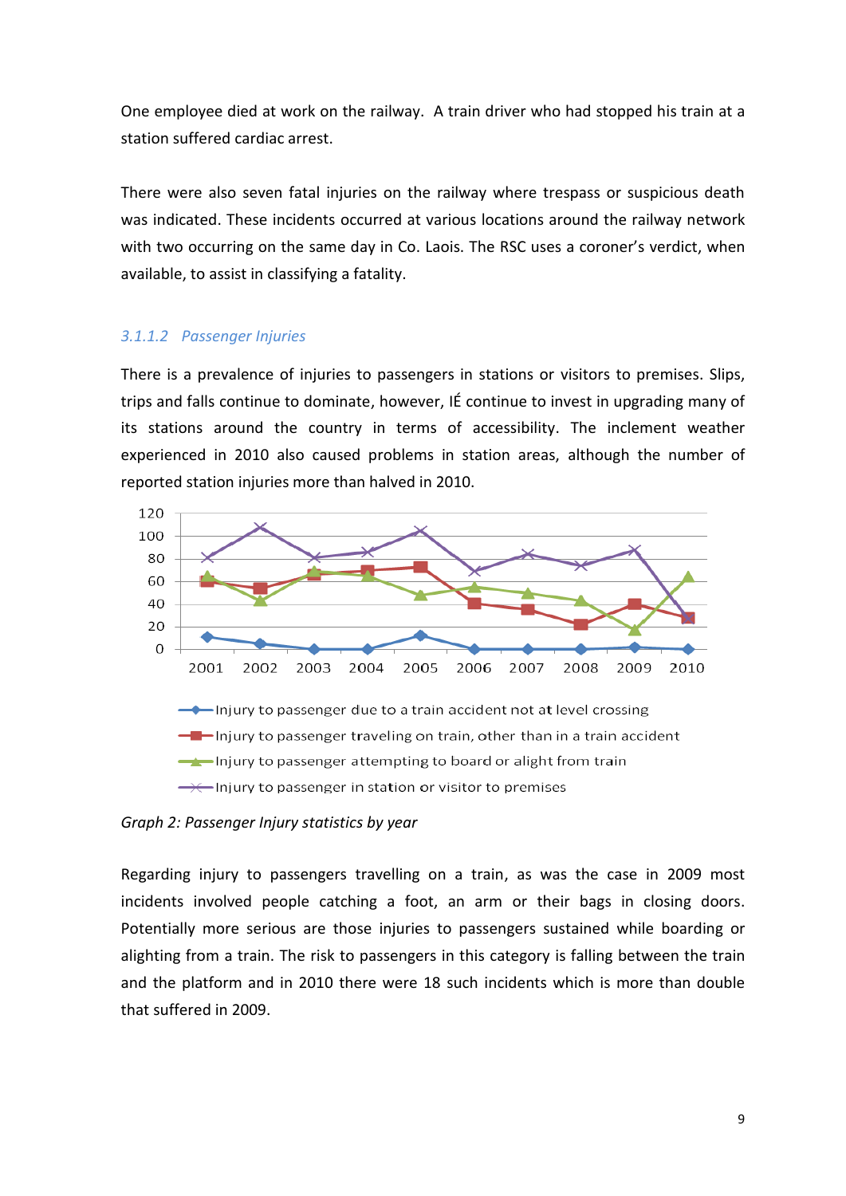One employee died at work on the railway. A train driver who had stopped his train at a station suffered cardiac arrest.

There were also seven fatal injuries on the railway where trespass or suspicious death was indicated. These incidents occurred at various locations around the railway network with two occurring on the same day in Co. Laois. The RSC uses a coroner's verdict, when available, to assist in classifying a fatality.

#### *3.1.1.2 Passenger Injuries*

There is a prevalence of injuries to passengers in stations or visitors to premises. Slips, trips and falls continue to dominate, however, IÉ continue to invest in upgrading many of its stations around the country in terms of accessibility. The inclement weather experienced in 2010 also caused problems in station areas, although the number of reported station injuries more than halved in 2010.

*Graph 2: Passenger Injury statistics by year*

Regarding injury to passengers travelling on a train, as was the case in 2009 most incidents involved people catching a foot, an arm or their bags in closing doors. Potentially more serious are those injuries to passengers sustained while boarding or alighting from a train. The risk to passengers in this category is falling between the train and the platform and in 2010 there were 18 such incidents which is more than double that suffered in 2009.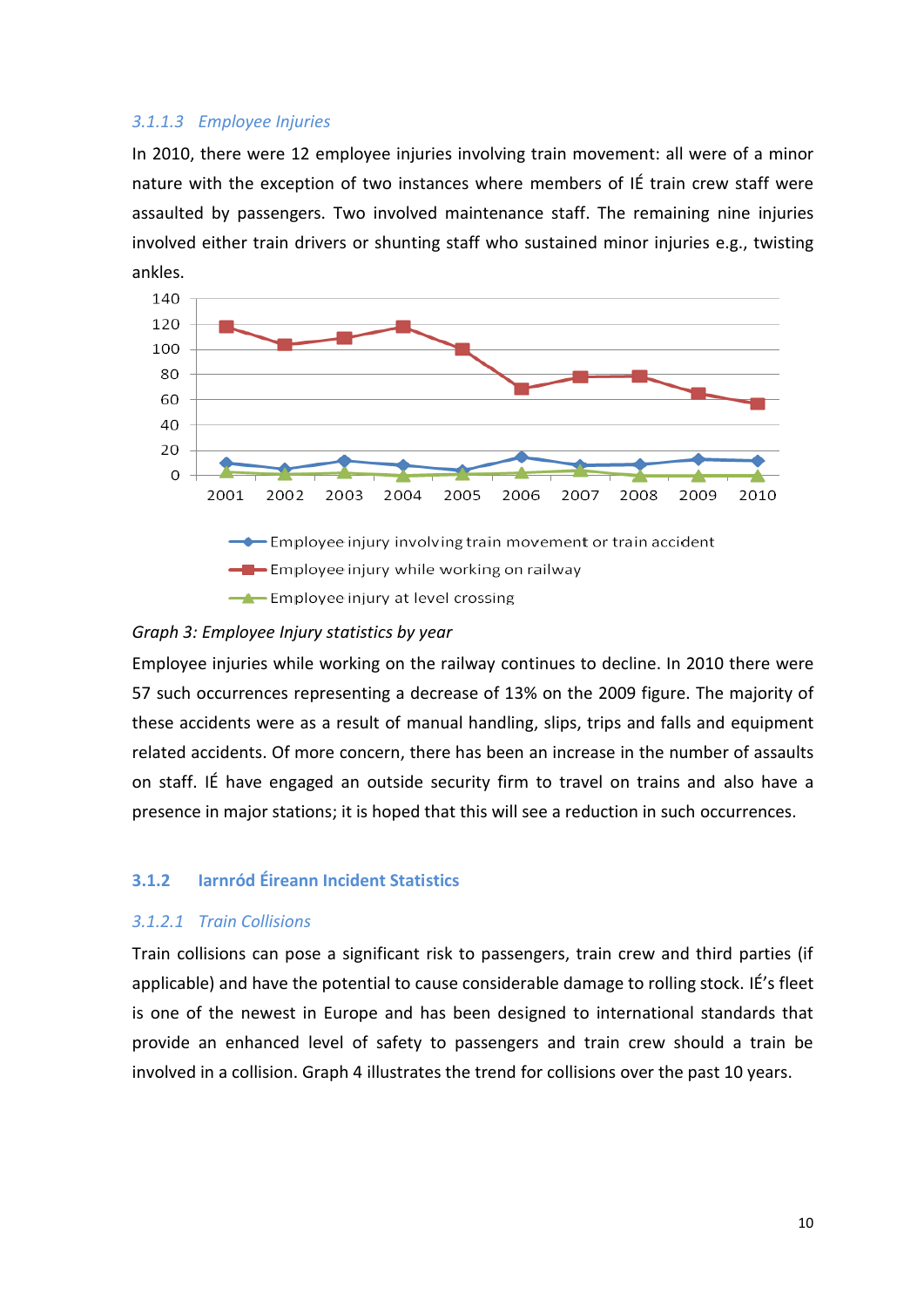#### 3.1.1.3 Employee Injuries

In 2010, there were 12 employee injuries involving train movement: all were of a minor nature with the exception of two instances where members of IÉ train crew staff were assaulted by passengers. Two involved maintenance staff. The remaining nine injuries involved either train drivers or shunting staff who sustained minor injuries e.g., twisting ankles.

*Graph 3: Employee Injury statistics by year*

Employee injuries while working on the railway continues to decline. In 2010 there were 57 such occurrences representing a decrease of 13% on the 2009 figure. The majority of these accidents were as a result of manual handling, slips, trips and falls and equipment related accidents. Of more concern, there has been an increase in the number of assaults on staff. IÉ have engaged an outside security firm to travel on trains and also have a presence in major stations; it is hoped that this will see a reduction in such occurrences.

### 3.1.2 Iarnród Éireann Incident Statistics

#### 3.1.2.1 Train Collisions

Train collisions can pose a significant risk to passengers, train crew and third parties (if applicable) and have the potential to cause considerable damage to rolling stock. IÉ's fleet is one of the newest in Europe and has been designed to international standards that provide an enhanced level of safety to passengers and train crew should a train be involved in a collision. Graph 4 illustrates the trend for collisions over the past 10 years.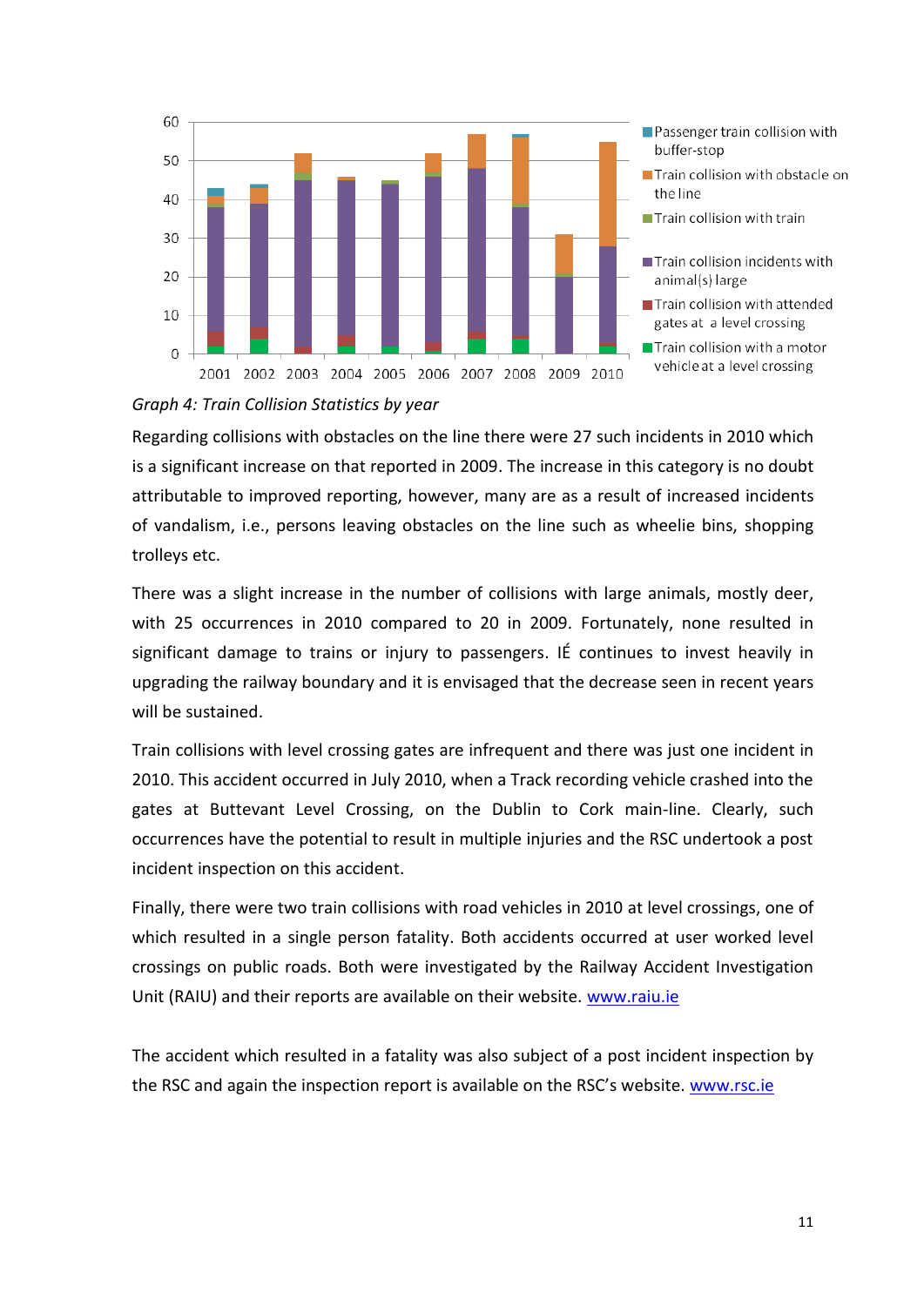*Graph 4: Train Collision Statistics by year*

Regarding collisions with obstacles on the line there were 27 such incidents in 2010 which is a significant increase on that reported in 2009. The increase in this category is no doubt attributable to improved reporting, however, many are as a result of increased incidents of vandalism, i.e., persons leaving obstacles on the line such as wheelie bins, shopping trolleys etc.

There was a slight increase in the number of collisions with large animals, mostly deer, with 25 occurrences in 2010 compared to 20 in 2009. Fortunately, none resulted in significant damage to trains or injury to passengers. IÉ continues to invest heavily in upgrading the railway boundary and it is envisaged that the decrease seen in recent years will be sustained.

Train collisions with level crossing gates are infrequent and there was just one incident in 2010. This accident occurred in July 2010, when a Track recording vehicle crashed into the gates at Buttevant Level Crossing, on the Dublin to Cork main-line. Clearly, such occurrences have the potential to result in multiple injuries and the RSC undertook a post incident inspection on this accident.

Finally, there were two train collisions with road vehicles in 2010 at level crossings, one of which resulted in a single person fatality. Both accidents occurred at user worked level crossings on public roads. Both were investigated by the Railway Accident Investigation Unit (RAIU) and their reports are available on their website. [www.raiu.ie](www.raiu.ie)

The accident which resulted in a fatality was also subject of a post incident inspection by the RSC and again the inspection report is available on the RSC's website. [www.rsc.ie](www.rsc.ie)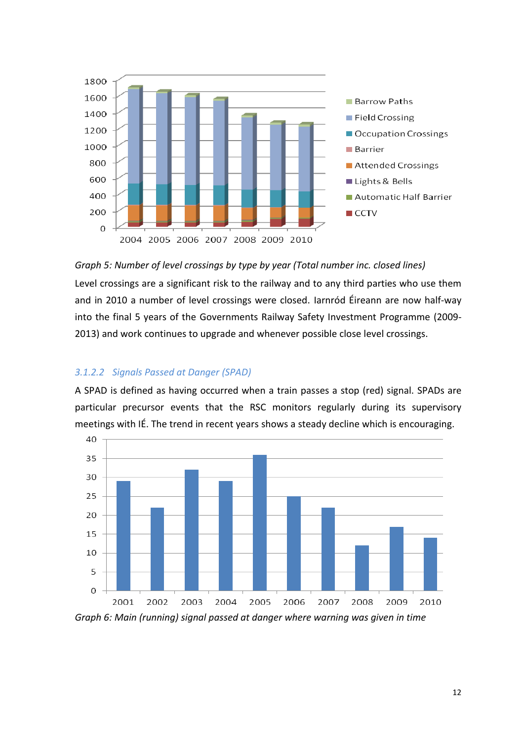*Graph 5: Number of level crossings by type by year (Total number inc. closed lines)*

Level crossings are a significant risk to the railway and to any third parties who use them and in 2010 a number of level crossings were closed. Iarnród Éireann are now half-way into the final 5 years of the Governments Railway Safety Investment Programme (2009-2013) and work continues to upgrade and whenever possible close level crossings.

### *3.1.2.2 Signals Passed at Danger (SPAD)*

A SPAD is defined as having occurred when a train passes a stop (red) signal. SPADs are particular precursor events that the RSC monitors regularly during its supervisory meetings with IÉ. The trend in recent years shows a steady decline which is encouraging.

*Graph 6: Main (running) signal passed at danger where warning was given in time*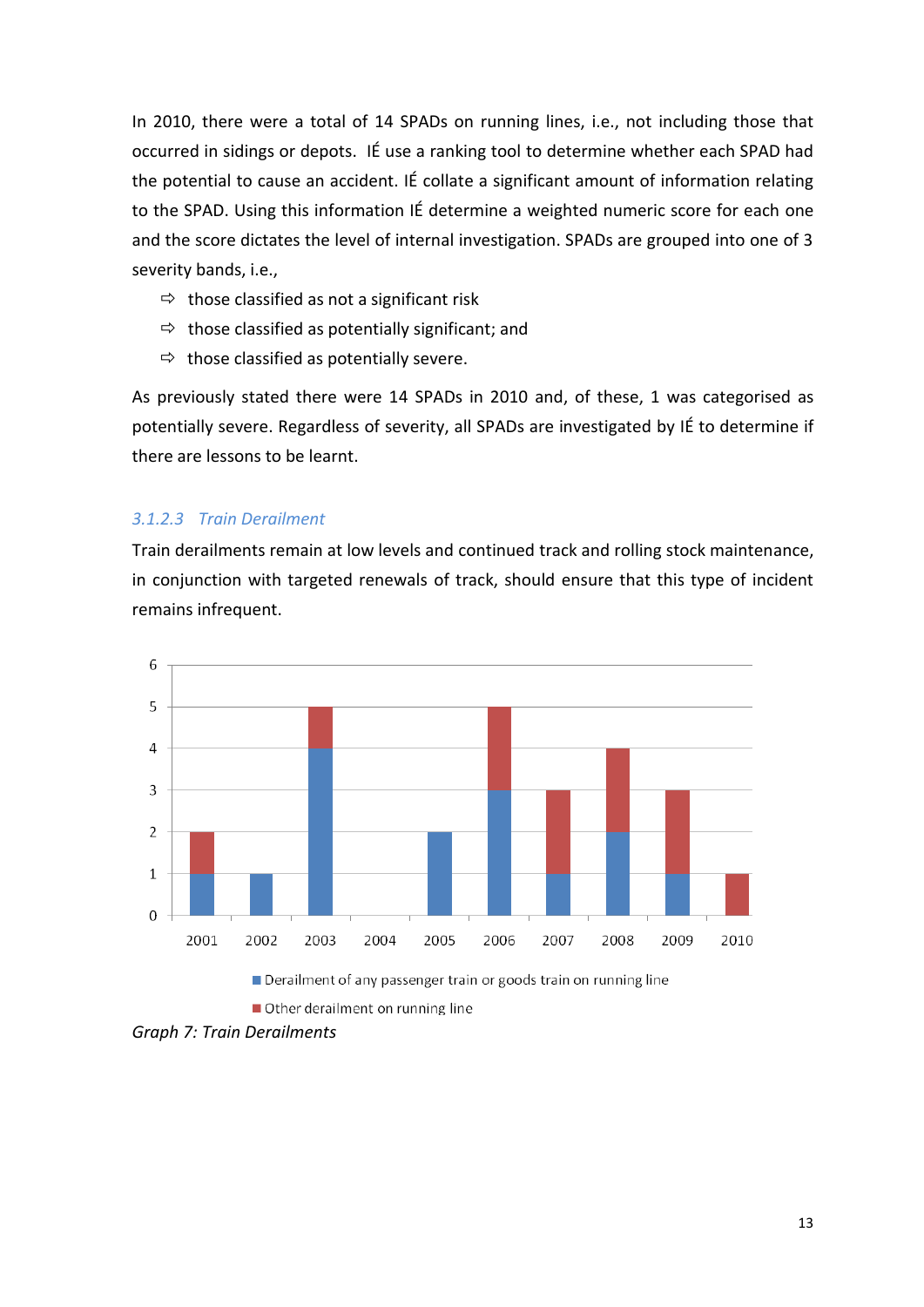In 2010, there were a total of 14 SPADs on running lines, i.e., not including those that occurred in sidings or depots. IÉ use a ranking tool to determine whether each SPAD had the potential to cause an accident. IÉ collate a significant amount of information relating to the SPAD. Using this information IÉ determine a weighted numeric score for each one and the score dictates the level of internal investigation. SPADs are grouped into one of 3 severity bands, i.e.,

- ⇨ those classified as not a significant risk
- ⇨ those classified as potentially significant; and
- ⇨ those classified as potentially severe.

As previously stated there were 14 SPADs in 2010 and, of these, 1 was categorised as potentially severe. Regardless of severity, all SPADs are investigated by IÉ to determine if there are lessons to be learnt.

#### *3.1.2.3 Train Derailment*

Train derailments remain at low levels and continued track and rolling stock maintenance, in conjunction with targeted renewals of track, should ensure that this type of incident remains infrequent.

| Year | Derailment of any passenger train or goods train on running line | Other derailment on running line |
|---|---|---|
| 2001 | 1 | 1 |
| 2002 | 1 | 0 |
| 2003 | 4 | 1 |
| 2004 | 0 | 0 |
| 2005 | 2 | 0 |
| 2006 | 3 | 2 |
| 2007 | 1 | 2 |
| 2008 | 2 | 2 |
| 2009 | 1 | 2 |
| 2010 | 0 | 1 |

*Graph 7: Train Derailments*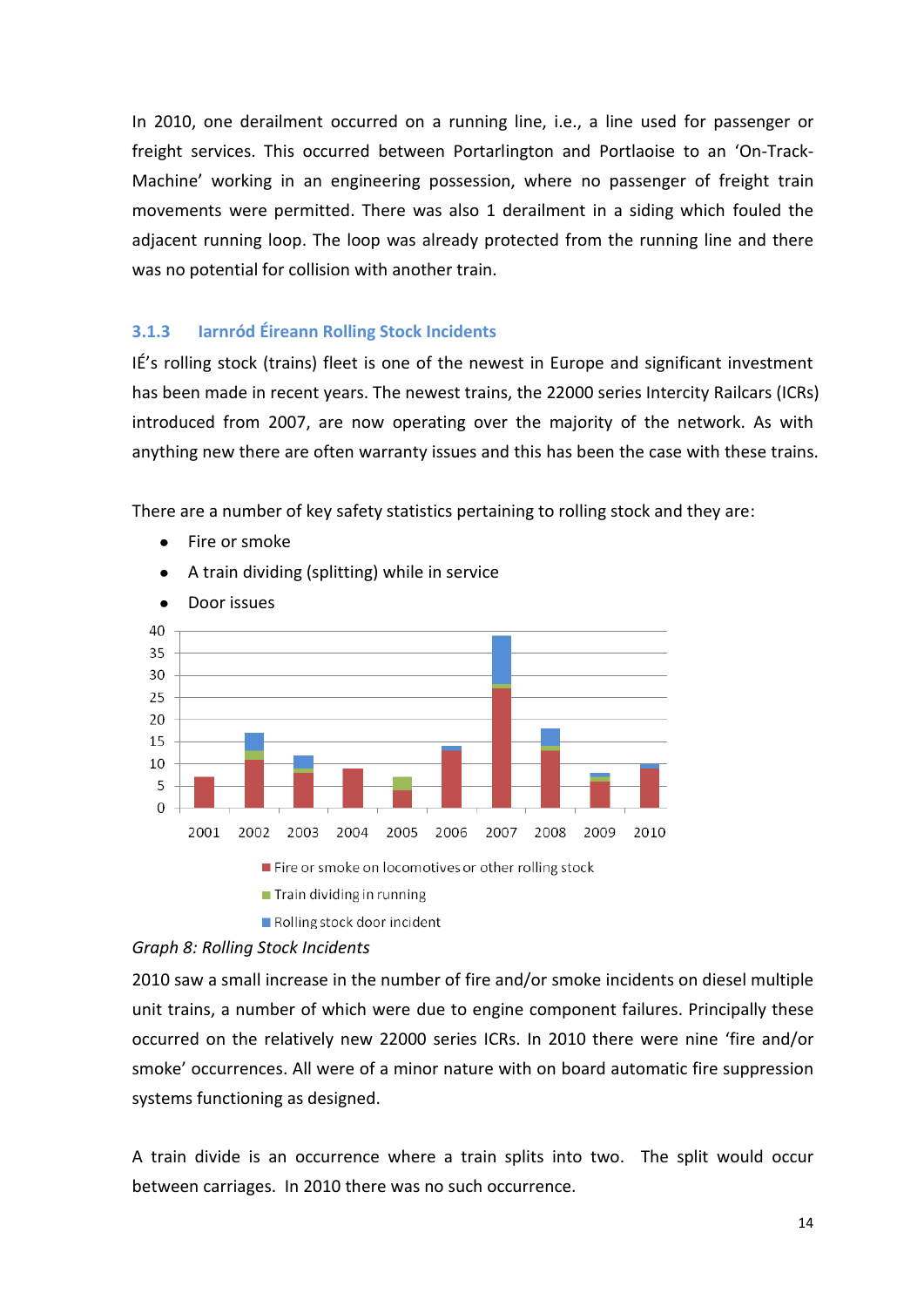In 2010, one derailment occurred on a running line, i.e., a line used for passenger or freight services. This occurred between Portarlington and Portlaoise to an 'On-Track-Machine' working in an engineering possession, where no passenger of freight train movements were permitted. There was also 1 derailment in a siding which fouled the adjacent running loop. The loop was already protected from the running line and there was no potential for collision with another train.

### 3.1.3 Iarnród Éireann Rolling Stock Incidents

IÉ's rolling stock (trains) fleet is one of the newest in Europe and significant investment has been made in recent years. The newest trains, the 22000 series Intercity Railcars (ICRs) introduced from 2007, are now operating over the majority of the network. As with anything new there are often warranty issues and this has been the case with these trains.

There are a number of key safety statistics pertaining to rolling stock and they are:

- Fire or smoke
- A train dividing (splitting) while in service
- Door issues

*Graph 8: Rolling Stock Incidents*

2010 saw a small increase in the number of fire and/or smoke incidents on diesel multiple unit trains, a number of which were due to engine component failures. Principally these occurred on the relatively new 22000 series ICRs. In 2010 there were nine 'fire and/or smoke' occurrences. All were of a minor nature with on board automatic fire suppression systems functioning as designed.

A train divide is an occurrence where a train splits into two. The split would occur between carriages. In 2010 there was no such occurrence.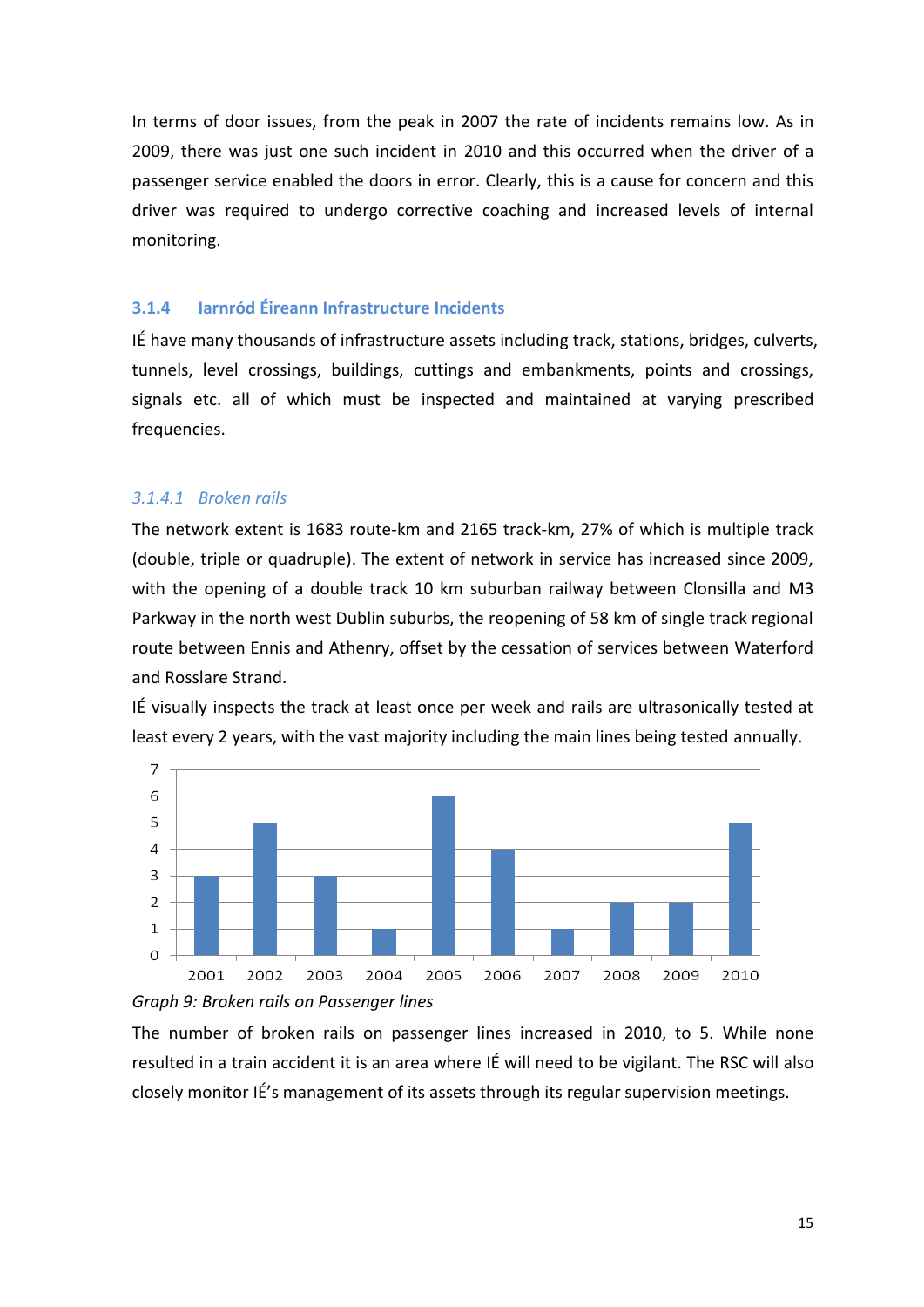In terms of door issues, from the peak in 2007 the rate of incidents remains low. As in 2009, there was just one such incident in 2010 and this occurred when the driver of a passenger service enabled the doors in error. Clearly, this is a cause for concern and this driver was required to undergo corrective coaching and increased levels of internal monitoring.

### 3.1.4 Iarnród Éireann Infrastructure Incidents

IÉ have many thousands of infrastructure assets including track, stations, bridges, culverts, tunnels, level crossings, buildings, cuttings and embankments, points and crossings, signals etc. all of which must be inspected and maintained at varying prescribed frequencies.

#### *3.1.4.1 Broken rails*

The network extent is 1683 route-km and 2165 track-km, 27% of which is multiple track (double, triple or quadruple). The extent of network in service has increased since 2009, with the opening of a double track 10 km suburban railway between Clonsilla and M3 Parkway in the north west Dublin suburbs, the reopening of 58 km of single track regional route between Ennis and Athenry, offset by the cessation of services between Waterford and Rosslare Strand.

IÉ visually inspects the track at least once per week and rails are ultrasonically tested at least every 2 years, with the vast majority including the main lines being tested annually.

| Year | 2001 | 2002 | 2003 | 2004 | 2005 | 2006 | 2007 | 2008 | 2009 | 2010 |
|---|---|---|---|---|---|---|---|---|---|---|
| Broken rails | 3 | 5 | 3 | 1 | 6 | 4 | 1 | 2 | 2 | 5 |

*Graph 9: Broken rails on Passenger lines*

The number of broken rails on passenger lines increased in 2010, to 5. While none resulted in a train accident it is an area where IÉ will need to be vigilant. The RSC will also closely monitor IÉ's management of its assets through its regular supervision meetings.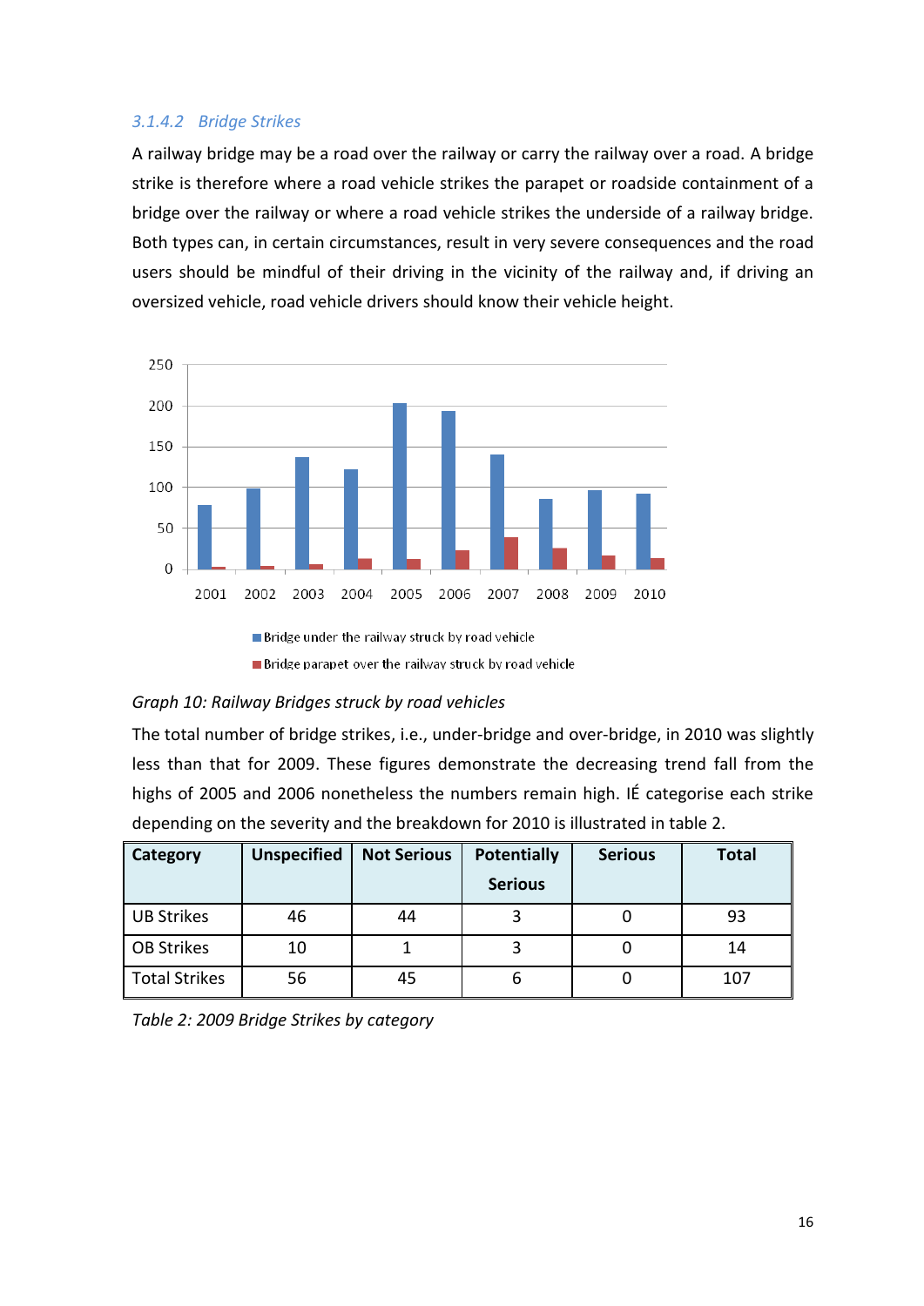### 3.1.4.2 Bridge Strikes

A railway bridge may be a road over the railway or carry the railway over a road. A bridge strike is therefore where a road vehicle strikes the parapet or roadside containment of a bridge over the railway or where a road vehicle strikes the underside of a railway bridge. Both types can, in certain circumstances, result in very severe consequences and the road users should be mindful of their driving in the vicinity of the railway and, if driving an oversized vehicle, road vehicle drivers should know their vehicle height.

*Graph 10: Railway Bridges struck by road vehicles*

The total number of bridge strikes, i.e., under-bridge and over-bridge, in 2010 was slightly less than that for 2009. These figures demonstrate the decreasing trend fall from the highs of 2005 and 2006 nonetheless the numbers remain high. IÉ categorise each strike depending on the severity and the breakdown for 2010 is illustrated in table 2.

| Category | Unspecified | Not Serious | Potentially Serious | Serious | Total |
|---|---|---|---|---|---|
| UB Strikes | 46 | 44 | 3 | 0 | 93 |
| OB Strikes | 10 | 1 | 3 | 0 | 14 |
| Total Strikes | 56 | 45 | 6 | 0 | 107 |

*Table 2: 2009 Bridge Strikes by category*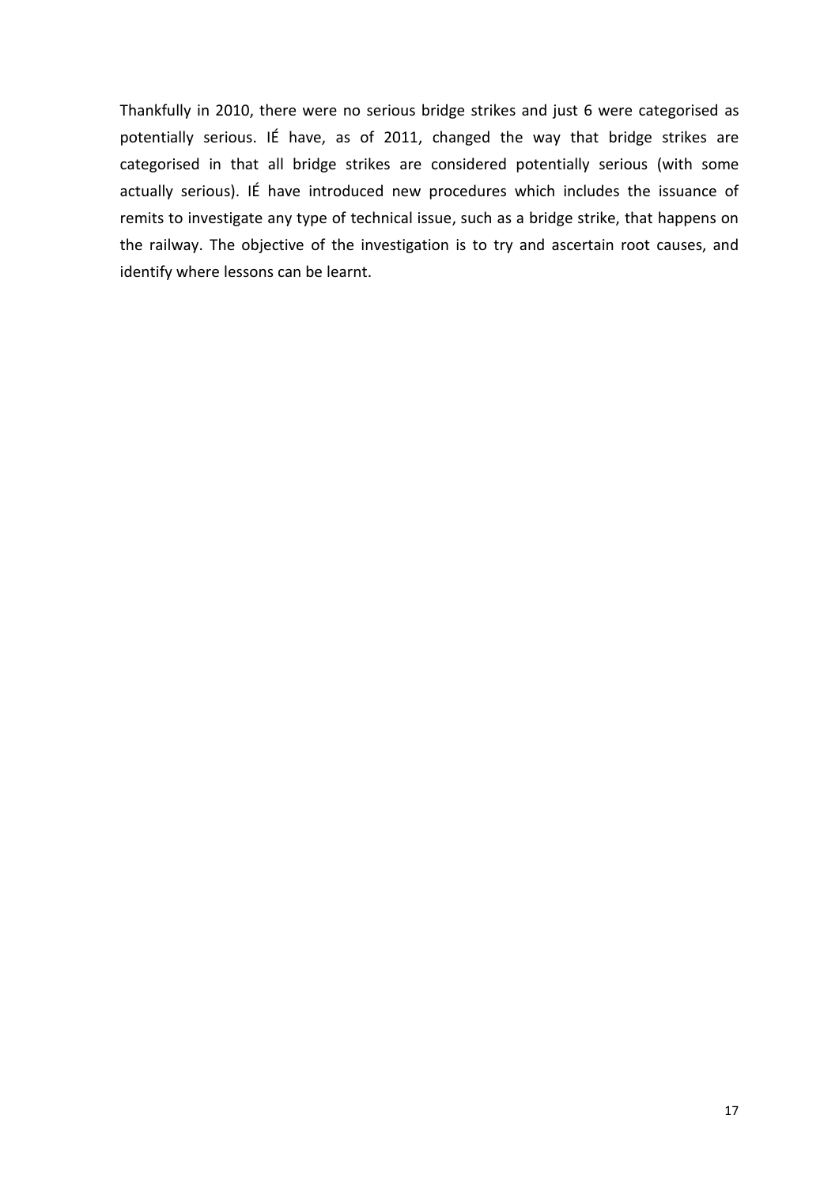Thankfully in 2010, there were no serious bridge strikes and just 6 were categorised as potentially serious. IÉ have, as of 2011, changed the way that bridge strikes are categorised in that all bridge strikes are considered potentially serious (with some actually serious). IÉ have introduced new procedures which includes the issuance of remits to investigate any type of technical issue, such as a bridge strike, that happens on the railway. The objective of the investigation is to try and ascertain root causes, and identify where lessons can be learnt.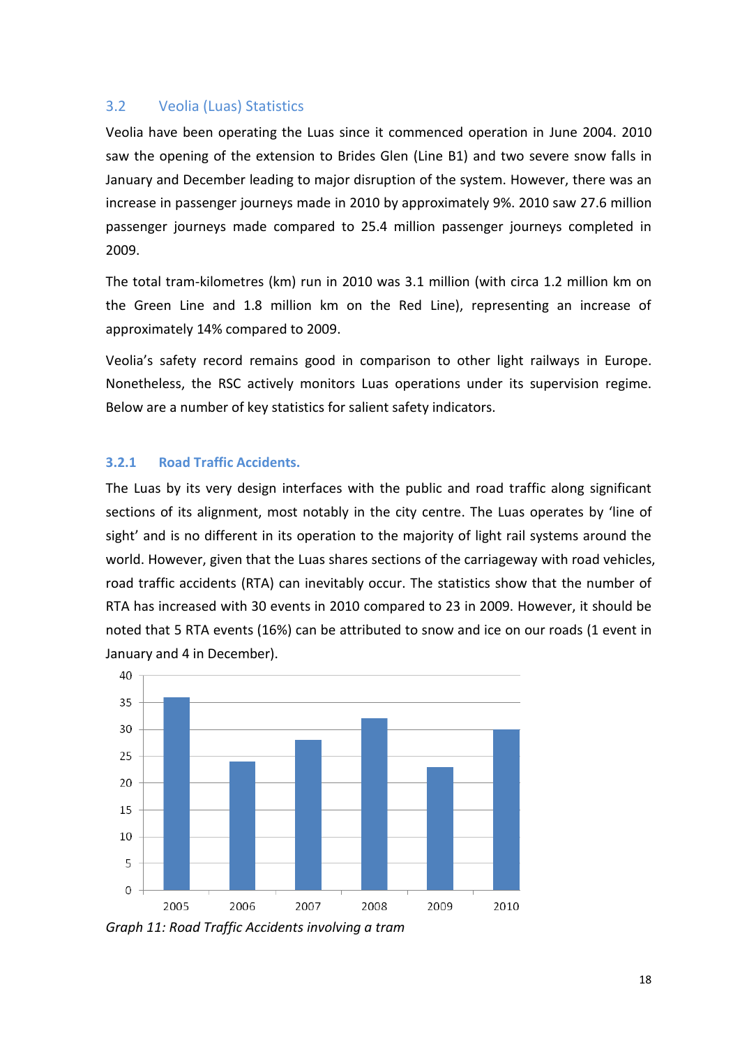## 3.2 Veolia (Luas) Statistics

Veolia have been operating the Luas since it commenced operation in June 2004. 2010 saw the opening of the extension to Brides Glen (Line B1) and two severe snow falls in January and December leading to major disruption of the system. However, there was an increase in passenger journeys made in 2010 by approximately 9%. 2010 saw 27.6 million passenger journeys made compared to 25.4 million passenger journeys completed in 2009.

The total tram-kilometres (km) run in 2010 was 3.1 million (with circa 1.2 million km on the Green Line and 1.8 million km on the Red Line), representing an increase of approximately 14% compared to 2009.

Veolia's safety record remains good in comparison to other light railways in Europe. Nonetheless, the RSC actively monitors Luas operations under its supervision regime. Below are a number of key statistics for salient safety indicators.

### 3.2.1 Road Traffic Accidents.

The Luas by its very design interfaces with the public and road traffic along significant sections of its alignment, most notably in the city centre. The Luas operates by 'line of sight' and is no different in its operation to the majority of light rail systems around the world. However, given that the Luas shares sections of the carriageway with road vehicles, road traffic accidents (RTA) can inevitably occur. The statistics show that the number of RTA has increased with 30 events in 2010 compared to 23 in 2009. However, it should be noted that 5 RTA events (16%) can be attributed to snow and ice on our roads (1 event in January and 4 in December).

| Year | Road Traffic Accidents |
|---|---|
| 2005 | 36 |
| 2006 | 24 |
| 2007 | 28 |
| 2008 | 32 |
| 2009 | 23 |
| 2010 | 30 |

*Graph 11: Road Traffic Accidents involving a tram*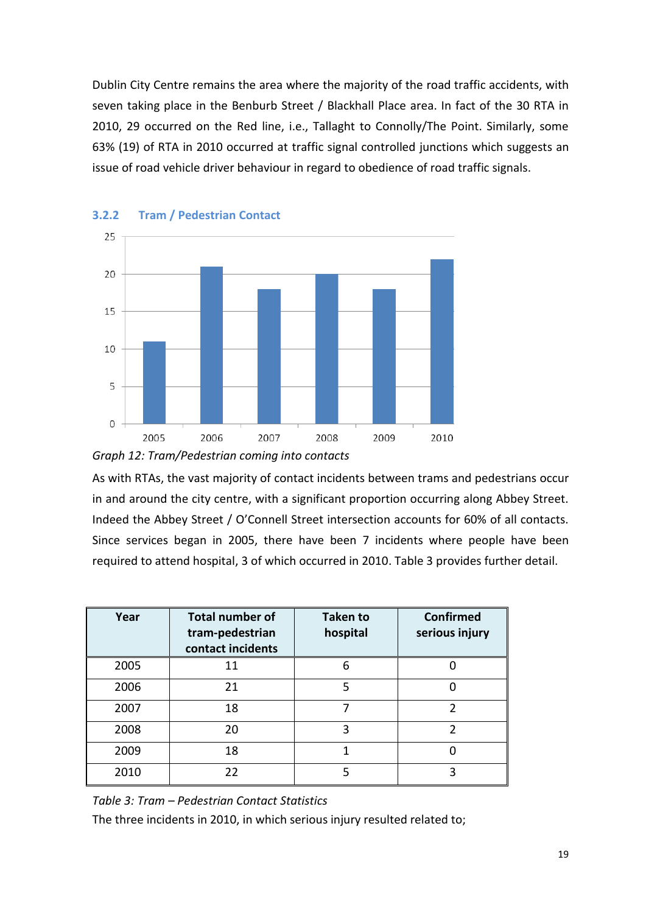Dublin City Centre remains the area where the majority of the road traffic accidents, with seven taking place in the Benburb Street / Blackhall Place area. In fact of the 30 RTA in 2010, 29 occurred on the Red line, i.e., Tallaght to Connolly/The Point. Similarly, some 63% (19) of RTA in 2010 occurred at traffic signal controlled junctions which suggests an issue of road vehicle driver behaviour in regard to obedience of road traffic signals.

### 3.2.2 Tram / Pedestrian Contact

*Graph 12: Tram/Pedestrian coming into contacts*

As with RTAs, the vast majority of contact incidents between trams and pedestrians occur in and around the city centre, with a significant proportion occurring along Abbey Street. Indeed the Abbey Street / O'Connell Street intersection accounts for 60% of all contacts. Since services began in 2005, there have been 7 incidents where people have been required to attend hospital, 3 of which occurred in 2010. Table 3 provides further detail.

| Year | Total number of tram-pedestrian contact incidents | Taken to hospital | Confirmed serious injury |
|---|---|---|---|
| 2005 | 11 | 6 | 0 |
| 2006 | 21 | 5 | 0 |
| 2007 | 18 | 7 | 2 |
| 2008 | 20 | 3 | 2 |
| 2009 | 18 | 1 | 0 |
| 2010 | 22 | 5 | 3 |

*Table 3: Tram – Pedestrian Contact Statistics*

The three incidents in 2010, in which serious injury resulted related to;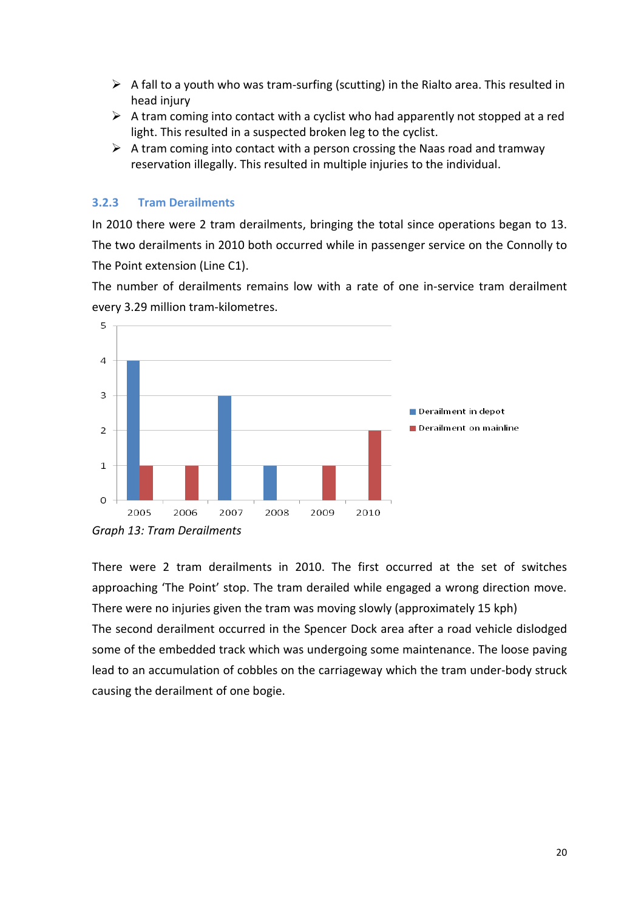- A fall to a youth who was tram-surfing (scutting) in the Rialto area. This resulted in head injury
- A tram coming into contact with a cyclist who had apparently not stopped at a red light. This resulted in a suspected broken leg to the cyclist.
- A tram coming into contact with a person crossing the Naas road and tramway reservation illegally. This resulted in multiple injuries to the individual.

### 3.2.3 Tram Derailments

In 2010 there were 2 tram derailments, bringing the total since operations began to 13. The two derailments in 2010 both occurred while in passenger service on the Connolly to The Point extension (Line C1).

The number of derailments remains low with a rate of one in-service tram derailment every 3.29 million tram-kilometres.

| Year | Derailment in depot | Derailment on mainline |
|---|---|---|
| 2005 | 4 | 1 |
| 2006 | 0 | 1 |
| 2007 | 3 | 0 |
| 2008 | 1 | 0 |
| 2009 | 0 | 1 |
| 2010 | 0 | 2 |

*Graph 13: Tram Derailments*

There were 2 tram derailments in 2010. The first occurred at the set of switches approaching 'The Point' stop. The tram derailed while engaged a wrong direction move. There were no injuries given the tram was moving slowly (approximately 15 kph)

The second derailment occurred in the Spencer Dock area after a road vehicle dislodged some of the embedded track which was undergoing some maintenance. The loose paving lead to an accumulation of cobbles on the carriageway which the tram under-body struck causing the derailment of one bogie.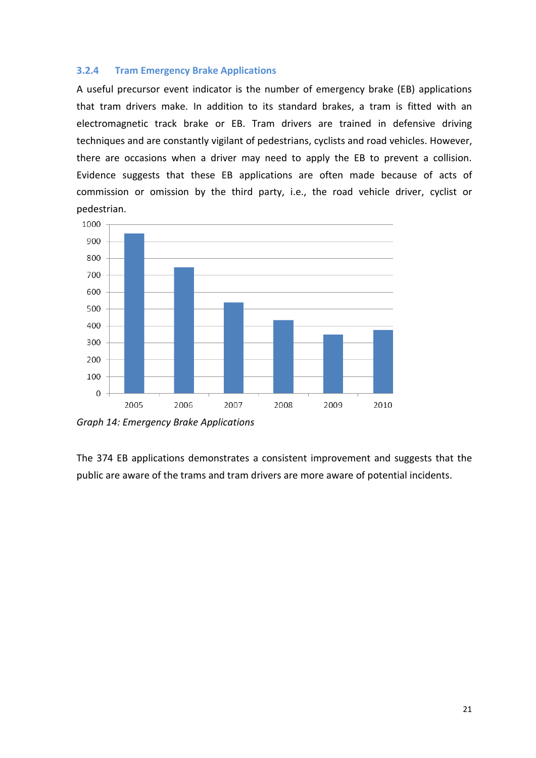### 3.2.4 Tram Emergency Brake Applications

A useful precursor event indicator is the number of emergency brake (EB) applications that tram drivers make. In addition to its standard brakes, a tram is fitted with an electromagnetic track brake or EB. Tram drivers are trained in defensive driving techniques and are constantly vigilant of pedestrians, cyclists and road vehicles. However, there are occasions when a driver may need to apply the EB to prevent a collision. Evidence suggests that these EB applications are often made because of acts of commission or omission by the third party, i.e., the road vehicle driver, cyclist or pedestrian.

*Graph 14: Emergency Brake Applications*

The 374 EB applications demonstrates a consistent improvement and suggests that the public are aware of the trams and tram drivers are more aware of potential incidents.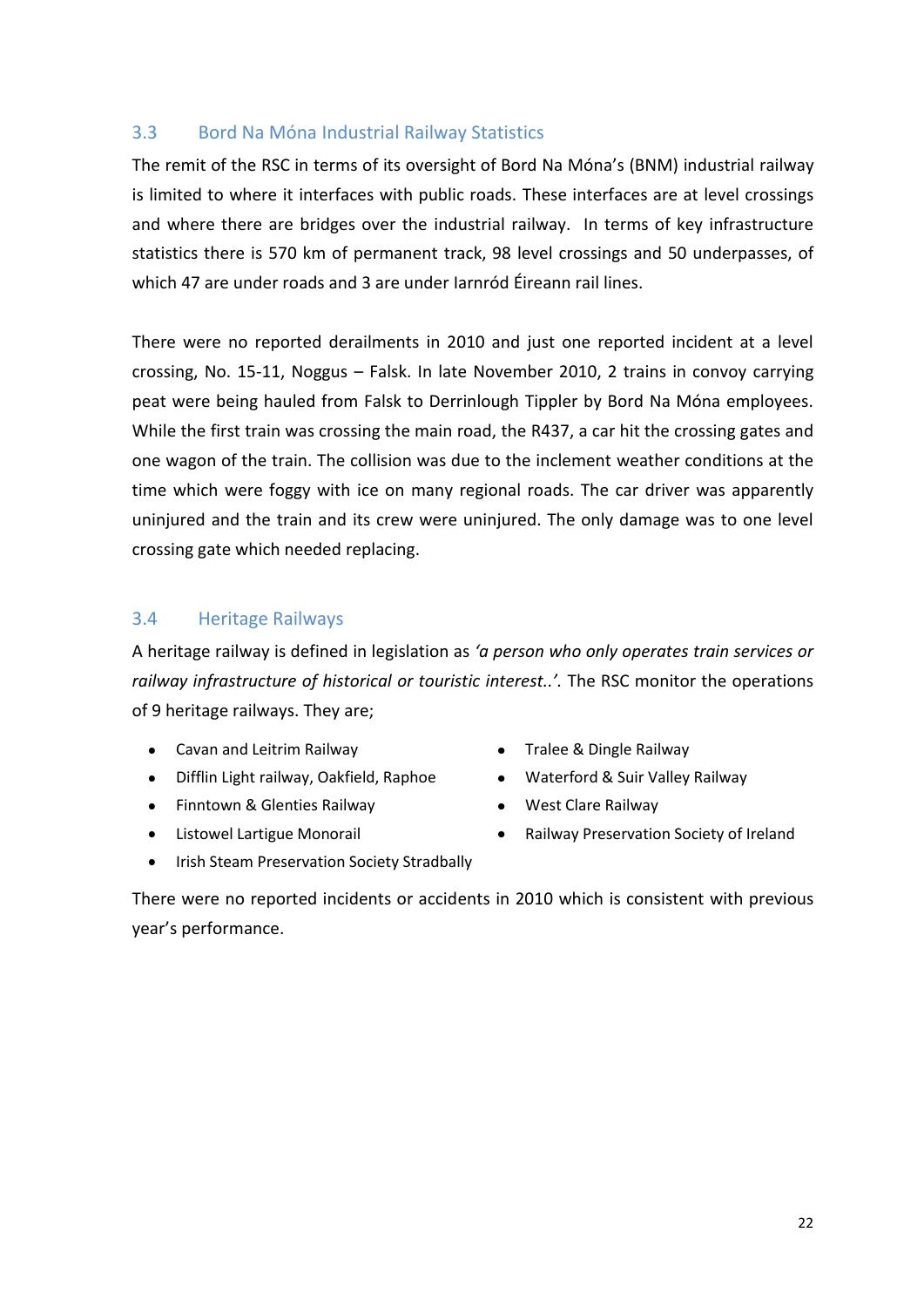## 3.3 Bord Na Móna Industrial Railway Statistics

The remit of the RSC in terms of its oversight of Bord Na Móna's (BNM) industrial railway is limited to where it interfaces with public roads. These interfaces are at level crossings and where there are bridges over the industrial railway. In terms of key infrastructure statistics there is 570 km of permanent track, 98 level crossings and 50 underpasses, of which 47 are under roads and 3 are under Iarnród Éireann rail lines.

There were no reported derailments in 2010 and just one reported incident at a level crossing, No. 15-11, Noggus – Falsk. In late November 2010, 2 trains in convoy carrying peat were being hauled from Falsk to Derrinlough Tippler by Bord Na Móna employees. While the first train was crossing the main road, the R437, a car hit the crossing gates and one wagon of the train. The collision was due to the inclement weather conditions at the time which were foggy with ice on many regional roads. The car driver was apparently uninjured and the train and its crew were uninjured. The only damage was to one level crossing gate which needed replacing.

## 3.4 Heritage Railways

A heritage railway is defined in legislation as *'a person who only operates train services or railway infrastructure of historical or touristic interest..'*. The RSC monitor the operations of 9 heritage railways. They are;

- Cavan and Leitrim Railway
- Difflin Light railway, Oakfield, Raphoe
- Finntown & Glenties Railway
- Listowel Lartigue Monorail
- Irish Steam Preservation Society Stradbally
- Tralee & Dingle Railway
- Waterford & Suir Valley Railway
- West Clare Railway
- Railway Preservation Society of Ireland

There were no reported incidents or accidents in 2010 which is consistent with previous year's performance.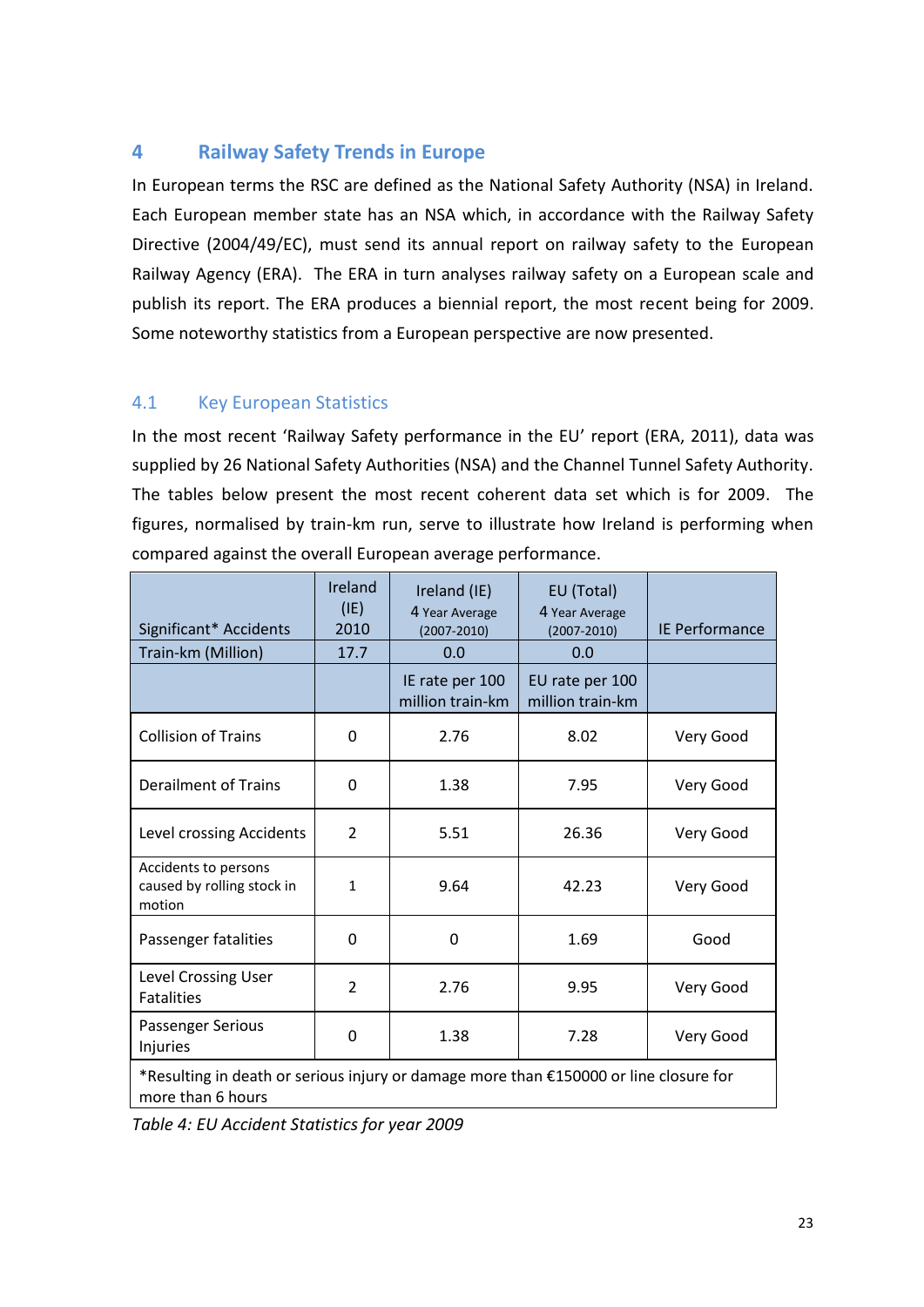## 4 Railway Safety Trends in Europe

In European terms the RSC are defined as the National Safety Authority (NSA) in Ireland. Each European member state has an NSA which, in accordance with the Railway Safety Directive (2004/49/EC), must send its annual report on railway safety to the European Railway Agency (ERA). The ERA in turn analyses railway safety on a European scale and publish its report. The ERA produces a biennial report, the most recent being for 2009. Some noteworthy statistics from a European perspective are now presented.

### 4.1 Key European Statistics

In the most recent 'Railway Safety performance in the EU' report (ERA, 2011), data was supplied by 26 National Safety Authorities (NSA) and the Channel Tunnel Safety Authority. The tables below present the most recent coherent data set which is for 2009. The figures, normalised by train-km run, serve to illustrate how Ireland is performing when compared against the overall European average performance.

| Significant* Accidents | Ireland (IE) 2010 | Ireland (IE) 4 Year Average (2007-2010) | EU (Total) 4 Year Average (2007-2010) | IE Performance |
|---|---|---|---|---|
| Train-km (Million) | 17.7 | 0.0 | 0.0 | |
| | | IE rate per 100 million train-km | EU rate per 100 million train-km | |
| Collision of Trains | 0 | 2.76 | 8.02 | Very Good |
| Derailment of Trains | 0 | 1.38 | 7.95 | Very Good |
| Level crossing Accidents | 2 | 5.51 | 26.36 | Very Good |
| Accidents to persons caused by rolling stock in motion | 1 | 9.64 | 42.23 | Very Good |
| Passenger fatalities | 0 | 0 | 1.69 | Good |
| Level Crossing User Fatalities | 2 | 2.76 | 9.95 | Very Good |
| Passenger Serious Injuries | 0 | 1.38 | 7.28 | Very Good |
| *Resulting in death or serious injury or damage more than €150000 or line closure for more than 6 hours | | | | |

*Table 4: EU Accident Statistics for year 2009*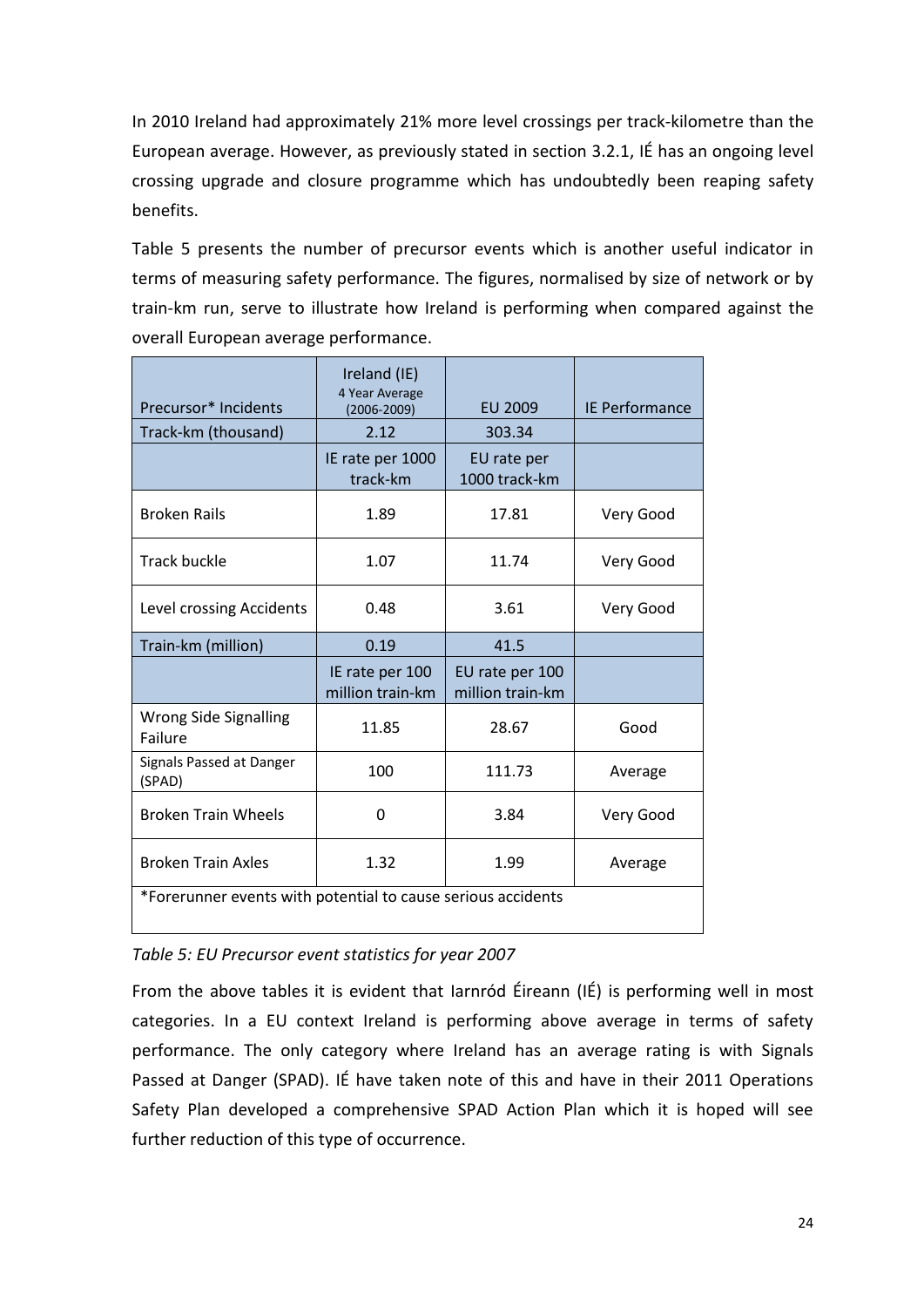In 2010 Ireland had approximately 21% more level crossings per track-kilometre than the European average. However, as previously stated in section 3.2.1, IÉ has an ongoing level crossing upgrade and closure programme which has undoubtedly been reaping safety benefits.

Table 5 presents the number of precursor events which is another useful indicator in terms of measuring safety performance. The figures, normalised by size of network or by train-km run, serve to illustrate how Ireland is performing when compared against the overall European average performance.

| Precursor* Incidents | Ireland (IE) 4 Year Average (2006-2009) | EU 2009 | IE Performance |
|---|---|---|---|
| Track-km (thousand) | 2.12 | 303.34 | |
| | IE rate per 1000 track-km | EU rate per 1000 track-km | |
| Broken Rails | 1.89 | 17.81 | Very Good |
| Track buckle | 1.07 | 11.74 | Very Good |
| Level crossing Accidents | 0.48 | 3.61 | Very Good |
| Train-km (million) | 0.19 | 41.5 | |
| | IE rate per 100 million train-km | EU rate per 100 million train-km | |
| Wrong Side Signalling Failure | 11.85 | 28.67 | Good |
| Signals Passed at Danger (SPAD) | 100 | 111.73 | Average |
| Broken Train Wheels | 0 | 3.84 | Very Good |
| Broken Train Axles | 1.32 | 1.99 | Average |
| *Forerunner events with potential to cause serious accidents | | | |

*Table 5: EU Precursor event statistics for year 2007*

From the above tables it is evident that Iarnród Éireann (IÉ) is performing well in most categories. In a EU context Ireland is performing above average in terms of safety performance. The only category where Ireland has an average rating is with Signals Passed at Danger (SPAD). IÉ have taken note of this and have in their 2011 Operations Safety Plan developed a comprehensive SPAD Action Plan which it is hoped will see further reduction of this type of occurrence.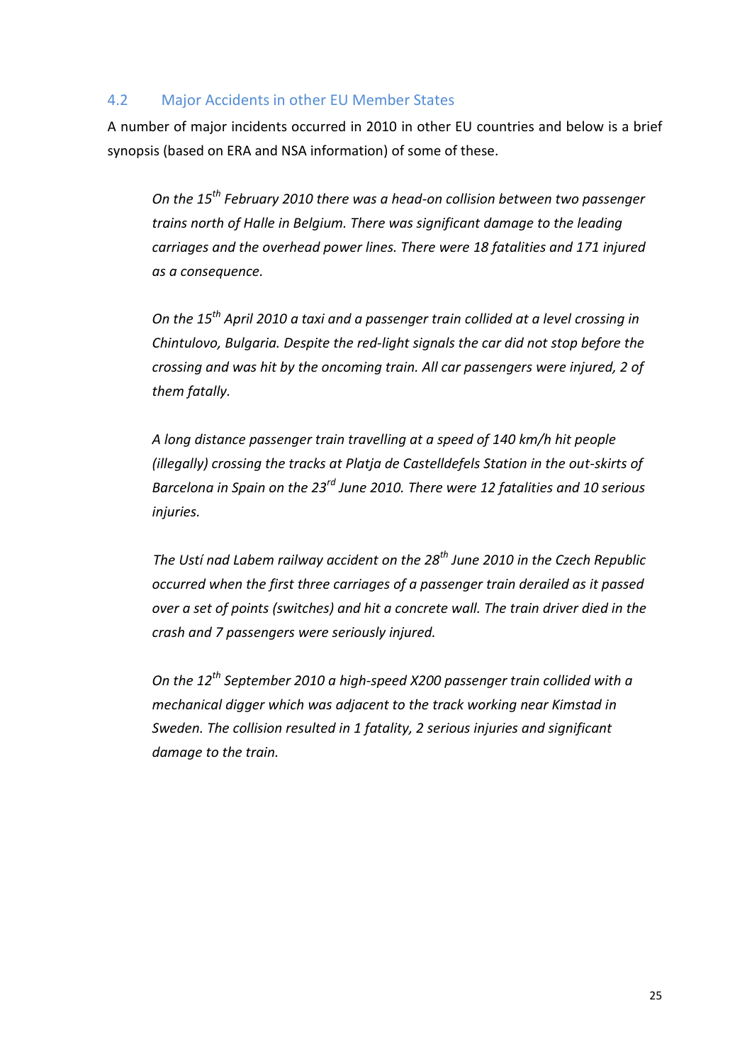## 4.2 Major Accidents in other EU Member States

A number of major incidents occurred in 2010 in other EU countries and below is a brief synopsis (based on ERA and NSA information) of some of these.

*On the 15th February 2010 there was a head-on collision between two passenger trains north of Halle in Belgium. There was significant damage to the leading carriages and the overhead power lines. There were 18 fatalities and 171 injured as a consequence.*

*On the 15th April 2010 a taxi and a passenger train collided at a level crossing in Chintulovo, Bulgaria. Despite the red-light signals the car did not stop before the crossing and was hit by the oncoming train. All car passengers were injured, 2 of them fatally.*

*A long distance passenger train travelling at a speed of 140 km/h hit people (illegally) crossing the tracks at Platja de Castelldefels Station in the out-skirts of Barcelona in Spain on the 23rd June 2010. There were 12 fatalities and 10 serious injuries.*

*The Ustí nad Labem railway accident on the 28th June 2010 in the Czech Republic occurred when the first three carriages of a passenger train derailed as it passed over a set of points (switches) and hit a concrete wall. The train driver died in the crash and 7 passengers were seriously injured.*

*On the 12th September 2010 a high-speed X200 passenger train collided with a mechanical digger which was adjacent to the track working near Kimstad in Sweden. The collision resulted in 1 fatality, 2 serious injuries and significant damage to the train.*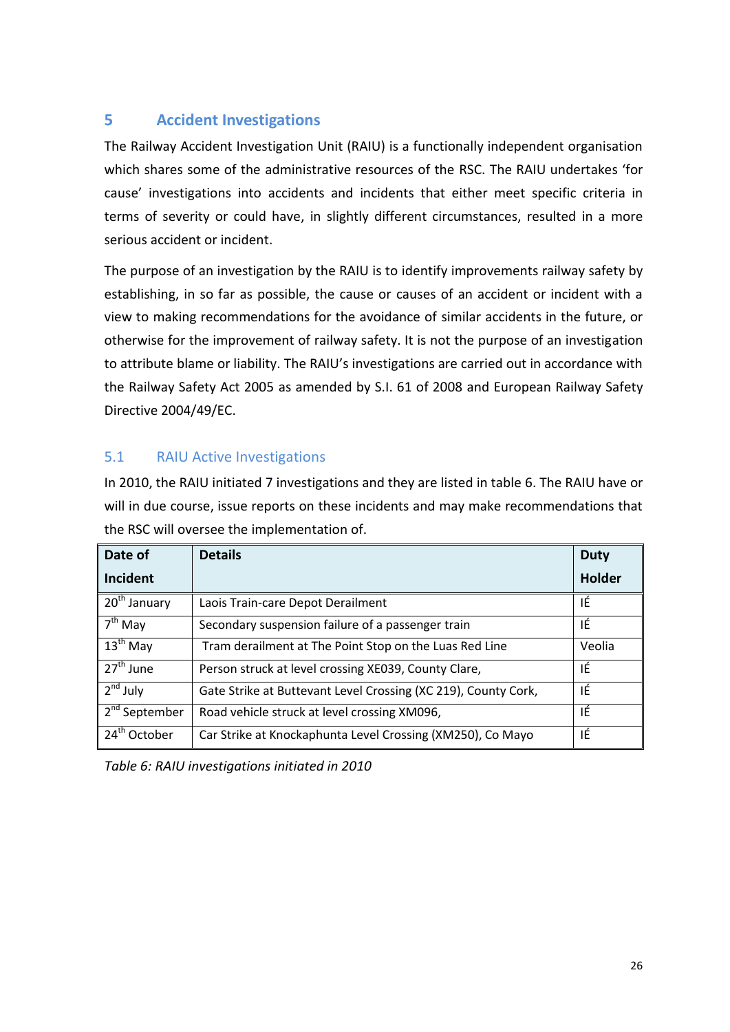# 5 Accident Investigations

The Railway Accident Investigation Unit (RAIU) is a functionally independent organisation which shares some of the administrative resources of the RSC. The RAIU undertakes 'for cause' investigations into accidents and incidents that either meet specific criteria in terms of severity or could have, in slightly different circumstances, resulted in a more serious accident or incident.

The purpose of an investigation by the RAIU is to identify improvements railway safety by establishing, in so far as possible, the cause or causes of an accident or incident with a view to making recommendations for the avoidance of similar accidents in the future, or otherwise for the improvement of railway safety. It is not the purpose of an investigation to attribute blame or liability. The RAIU's investigations are carried out in accordance with the Railway Safety Act 2005 as amended by S.I. 61 of 2008 and European Railway Safety Directive 2004/49/EC.

## 5.1 RAIU Active Investigations

In 2010, the RAIU initiated 7 investigations and they are listed in table 6. The RAIU have or will in due course, issue reports on these incidents and may make recommendations that the RSC will oversee the implementation of.

| Date of Incident | Details | Duty Holder |
|---|---|---|
| 20th January | Laois Train-care Depot Derailment | IÉ |
| 7th May | Secondary suspension failure of a passenger train | IÉ |
| 13th May | Tram derailment at The Point Stop on the Luas Red Line | Veolia |
| 27th June | Person struck at level crossing XE039, County Clare, | IÉ |
| 2nd July | Gate Strike at Buttevant Level Crossing (XC 219), County Cork, | IÉ |
| 2nd September | Road vehicle struck at level crossing XM096, | IÉ |
| 24th October | Car Strike at Knockaphunta Level Crossing (XM250), Co Mayo | IÉ |

*Table 6: RAIU investigations initiated in 2010*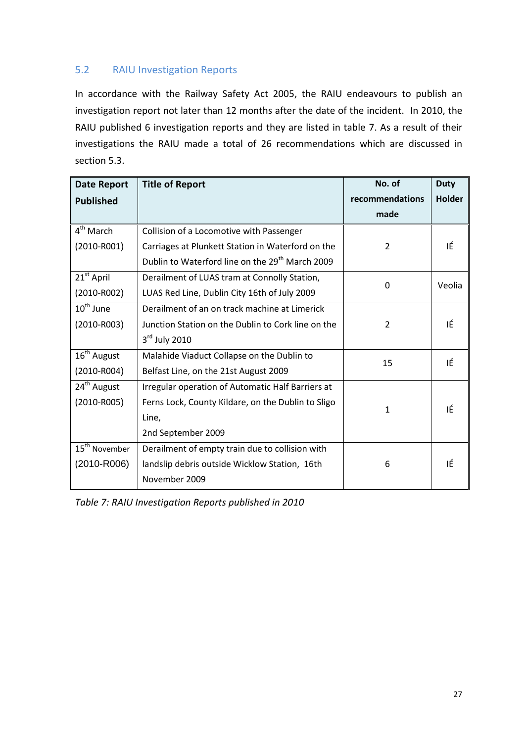## 5.2 RAIU Investigation Reports

In accordance with the Railway Safety Act 2005, the RAIU endeavours to publish an investigation report not later than 12 months after the date of the incident. In 2010, the RAIU published 6 investigation reports and they are listed in table 7. As a result of their investigations the RAIU made a total of 26 recommendations which are discussed in section 5.3.

| Date Report Published | Title of Report | No. of recommendations made | Duty Holder |
|---|---|---|---|
| 4th March (2010-R001) | Collision of a Locomotive with Passenger Carriages at Plunkett Station in Waterford on the Dublin to Waterford line on the 29th March 2009 | 2 | IÉ |
| 21st April (2010-R002) | Derailment of LUAS tram at Connolly Station, LUAS Red Line, Dublin City 16th of July 2009 | 0 | Veolia |
| 10th June (2010-R003) | Derailment of an on track machine at Limerick Junction Station on the Dublin to Cork line on the 3rd July 2010 | 2 | IÉ |
| 16th August (2010-R004) | Malahide Viaduct Collapse on the Dublin to Belfast Line, on the 21st August 2009 | 15 | IÉ |
| 24th August (2010-R005) | Irregular operation of Automatic Half Barriers at Ferns Lock, County Kildare, on the Dublin to Sligo Line, 2nd September 2009 | 1 | IÉ |
| 15th November (2010-R006) | Derailment of empty train due to collision with landslip debris outside Wicklow Station, 16th November 2009 | 6 | IÉ |

*Table 7: RAIU Investigation Reports published in 2010*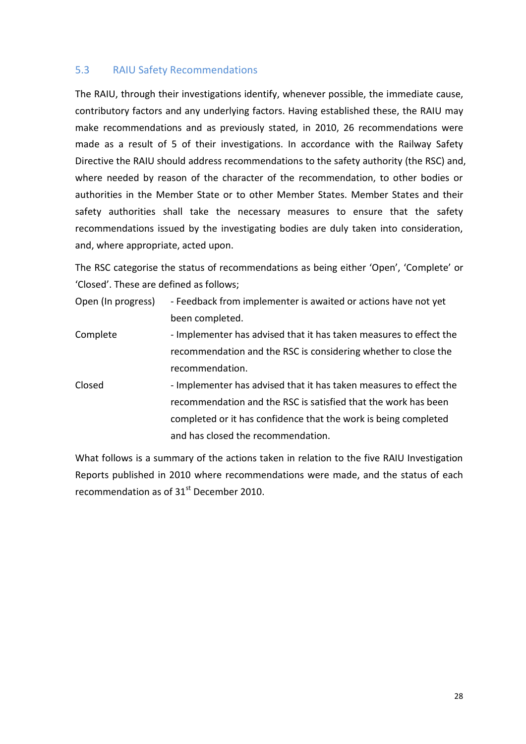## 5.3 RAIU Safety Recommendations

The RAIU, through their investigations identify, whenever possible, the immediate cause, contributory factors and any underlying factors. Having established these, the RAIU may make recommendations and as previously stated, in 2010, 26 recommendations were made as a result of 5 of their investigations. In accordance with the Railway Safety Directive the RAIU should address recommendations to the safety authority (the RSC) and, where needed by reason of the character of the recommendation, to other bodies or authorities in the Member State or to other Member States. Member States and their safety authorities shall take the necessary measures to ensure that the safety recommendations issued by the investigating bodies are duly taken into consideration, and, where appropriate, acted upon.

The RSC categorise the status of recommendations as being either 'Open', 'Complete' or 'Closed'. These are defined as follows;

| | |
|---|---|
| Open (In progress) | - Feedback from implementer is awaited or actions have not yet been completed. |
| Complete | - Implementer has advised that it has taken measures to effect the recommendation and the RSC is considering whether to close the recommendation. |
| Closed | - Implementer has advised that it has taken measures to effect the recommendation and the RSC is satisfied that the work has been completed or it has confidence that the work is being completed and has closed the recommendation. |

What follows is a summary of the actions taken in relation to the five RAIU Investigation Reports published in 2010 where recommendations were made, and the status of each recommendation as of 31st December 2010.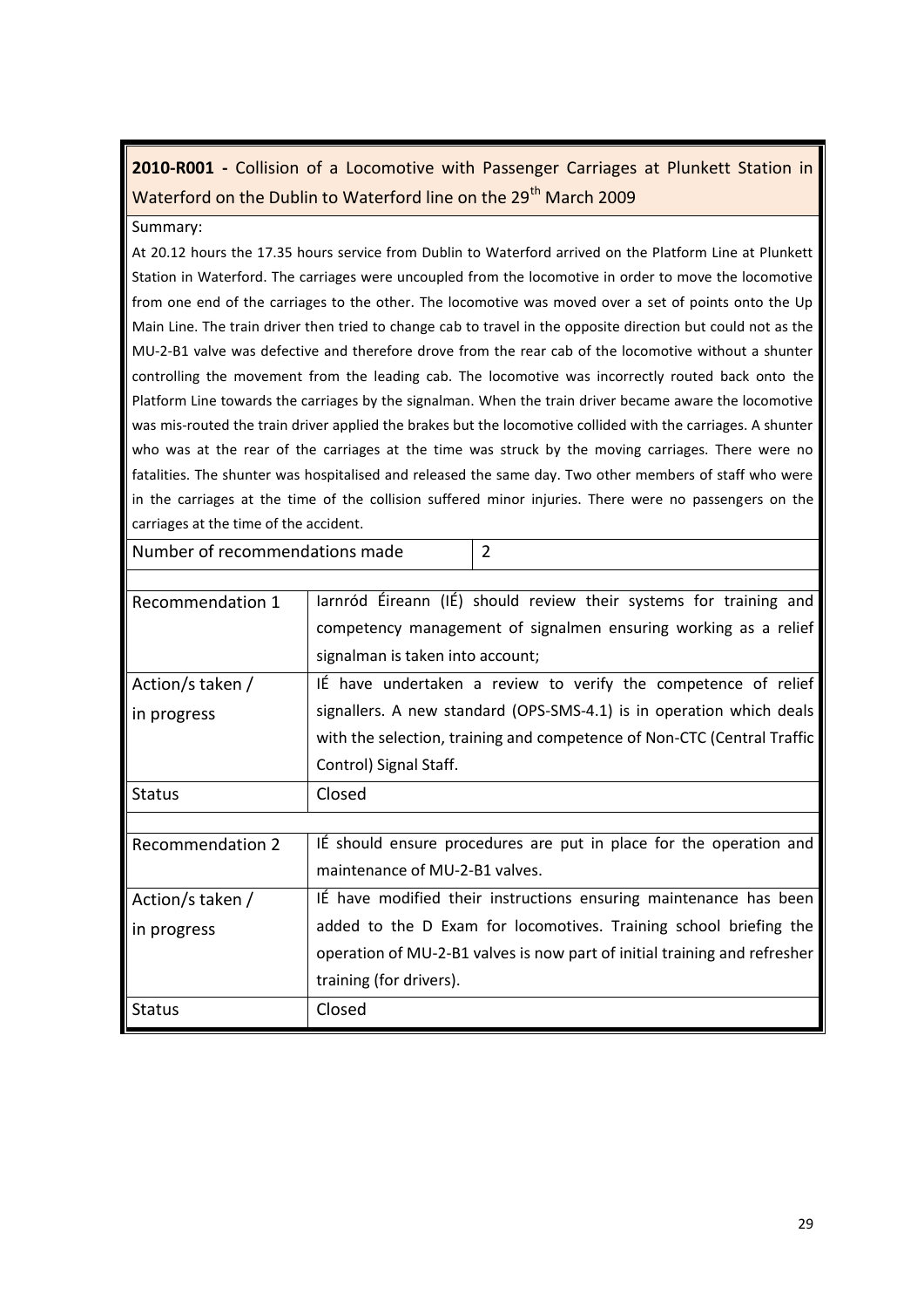**2010-R001 -** Collision of a Locomotive with Passenger Carriages at Plunkett Station in Waterford on the Dublin to Waterford line on the 29th March 2009

Summary:

At 20.12 hours the 17.35 hours service from Dublin to Waterford arrived on the Platform Line at Plunkett Station in Waterford. The carriages were uncoupled from the locomotive in order to move the locomotive from one end of the carriages to the other. The locomotive was moved over a set of points onto the Up Main Line. The train driver then tried to change cab to travel in the opposite direction but could not as the MU-2-B1 valve was defective and therefore drove from the rear cab of the locomotive without a shunter controlling the movement from the leading cab. The locomotive was incorrectly routed back onto the Platform Line towards the carriages by the signalman. When the train driver became aware the locomotive was mis-routed the train driver applied the brakes but the locomotive collided with the carriages. A shunter who was at the rear of the carriages at the time was struck by the moving carriages. There were no fatalities. The shunter was hospitalised and released the same day. Two other members of staff who were in the carriages at the time of the collision suffered minor injuries. There were no passengers on the carriages at the time of the accident.

| Number of recommendations made | 2 |
|---|---|

| Recommendation 1 | Iarnród Éireann (IÉ) should review their systems for training and competency management of signalmen ensuring working as a relief signalman is taken into account; |
|---|---|
| Action/s taken / in progress | IÉ have undertaken a review to verify the competence of relief signallers. A new standard (OPS-SMS-4.1) is in operation which deals with the selection, training and competence of Non-CTC (Central Traffic Control) Signal Staff. |
| Status | Closed |

| Recommendation 2 | IÉ should ensure procedures are put in place for the operation and maintenance of MU-2-B1 valves. |
|---|---|
| Action/s taken / in progress | IÉ have modified their instructions ensuring maintenance has been added to the D Exam for locomotives. Training school briefing the operation of MU-2-B1 valves is now part of initial training and refresher training (for drivers). |
| Status | Closed |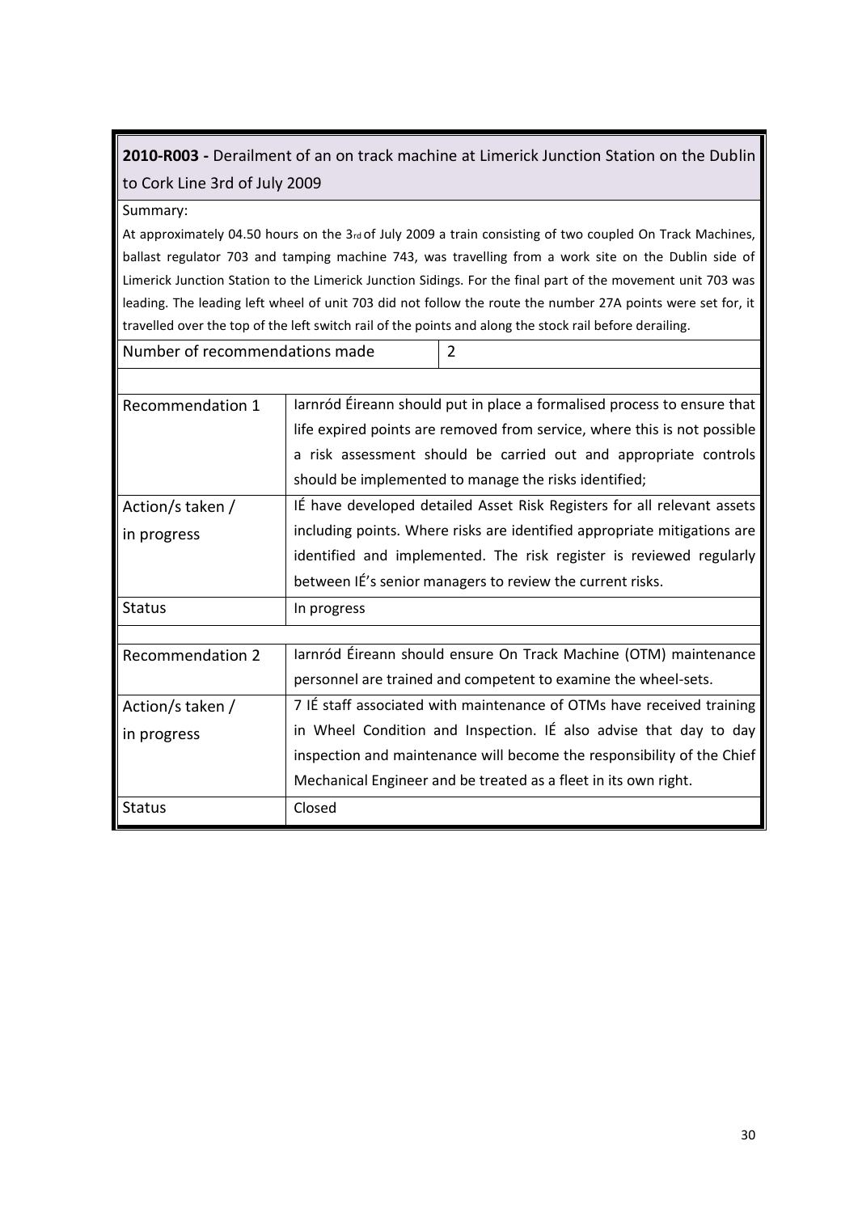**2010-R003 -** Derailment of an on track machine at Limerick Junction Station on the Dublin to Cork Line 3rd of July 2009

Summary:

At approximately 04.50 hours on the 3rd of July 2009 a train consisting of two coupled On Track Machines, ballast regulator 703 and tamping machine 743, was travelling from a work site on the Dublin side of Limerick Junction Station to the Limerick Junction Sidings. For the final part of the movement unit 703 was leading. The leading left wheel of unit 703 did not follow the route the number 27A points were set for, it travelled over the top of the left switch rail of the points and along the stock rail before derailing.

| Number of recommendations made | 2 |
|---|---|

| | |
|---|---|
| Recommendation 1 | Iarnród Éireann should put in place a formalised process to ensure that life expired points are removed from service, where this is not possible a risk assessment should be carried out and appropriate controls should be implemented to manage the risks identified; |
| Action/s taken / in progress | IÉ have developed detailed Asset Risk Registers for all relevant assets including points. Where risks are identified appropriate mitigations are identified and implemented. The risk register is reviewed regularly between IÉ's senior managers to review the current risks. |
| Status | In progress |
| Recommendation 2 | Iarnród Éireann should ensure On Track Machine (OTM) maintenance personnel are trained and competent to examine the wheel-sets. |
| Action/s taken / in progress | 7 IÉ staff associated with maintenance of OTMs have received training in Wheel Condition and Inspection. IÉ also advise that day to day inspection and maintenance will become the responsibility of the Chief Mechanical Engineer and be treated as a fleet in its own right. |
| Status | Closed |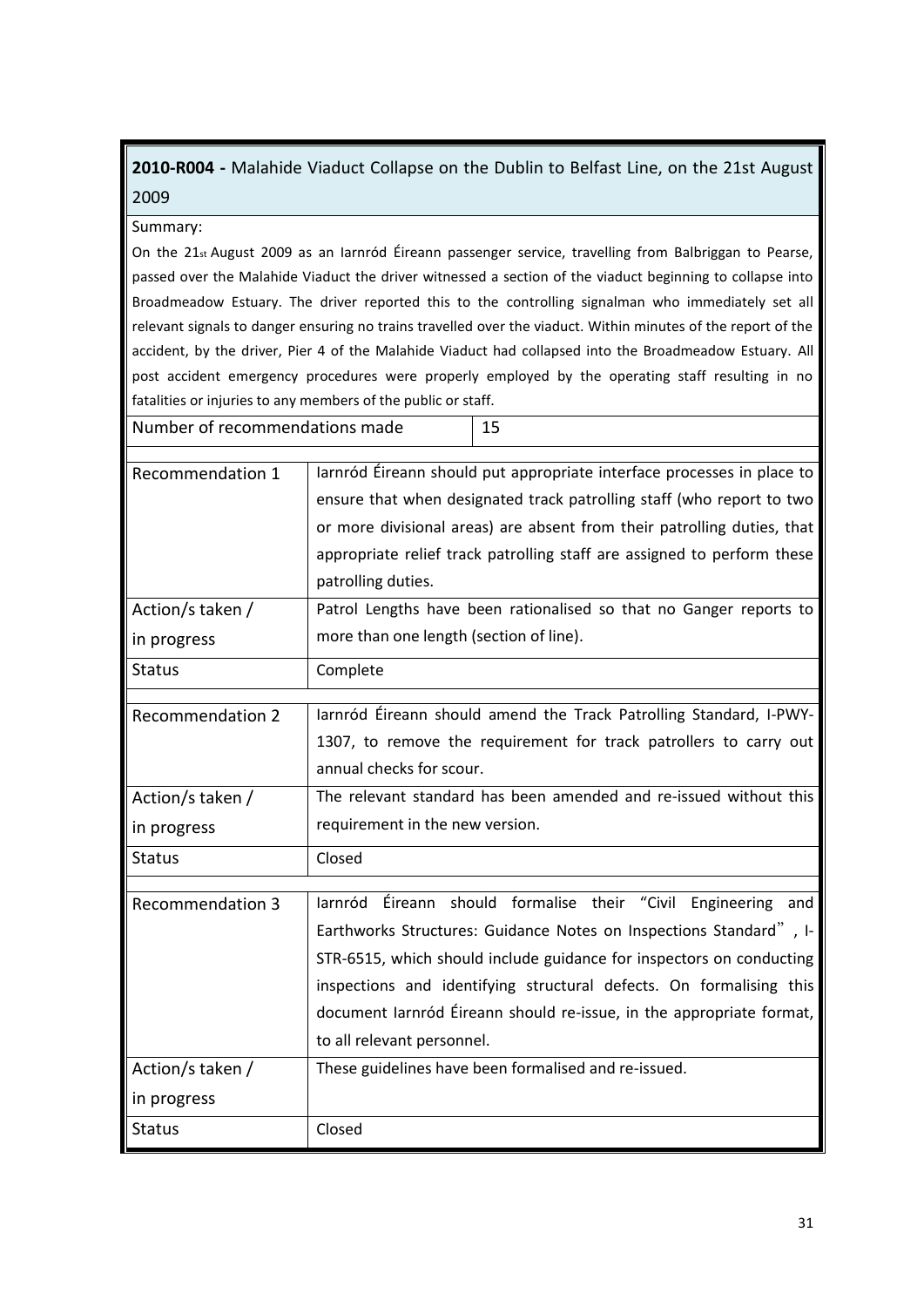**2010-R004 -** Malahide Viaduct Collapse on the Dublin to Belfast Line, on the 21st August 2009

Summary:

On the 21st August 2009 as an Iarnród Éireann passenger service, travelling from Balbriggan to Pearse, passed over the Malahide Viaduct the driver witnessed a section of the viaduct beginning to collapse into Broadmeadow Estuary. The driver reported this to the controlling signalman who immediately set all relevant signals to danger ensuring no trains travelled over the viaduct. Within minutes of the report of the accident, by the driver, Pier 4 of the Malahide Viaduct had collapsed into the Broadmeadow Estuary. All post accident emergency procedures were properly employed by the operating staff resulting in no fatalities or injuries to any members of the public or staff.

| Number of recommendations made | 15 |
|---|---|

| | |
|---|---|
| Recommendation 1 | Iarnród Éireann should put appropriate interface processes in place to ensure that when designated track patrolling staff (who report to two or more divisional areas) are absent from their patrolling duties, that appropriate relief track patrolling staff are assigned to perform these patrolling duties. |
| Action/s taken / in progress | Patrol Lengths have been rationalised so that no Ganger reports to more than one length (section of line). |
| Status | Complete |

| | |
|---|---|
| Recommendation 2 | Iarnród Éireann should amend the Track Patrolling Standard, I-PWY-1307, to remove the requirement for track patrollers to carry out annual checks for scour. |
| Action/s taken / in progress | The relevant standard has been amended and re-issued without this requirement in the new version. |
| Status | Closed |

| | |
|---|---|
| Recommendation 3 | Iarnród Éireann should formalise their "Civil Engineering and Earthworks Structures: Guidance Notes on Inspections Standard", I-STR-6515, which should include guidance for inspectors on conducting inspections and identifying structural defects. On formalising this document Iarnród Éireann should re-issue, in the appropriate format, to all relevant personnel. |
| Action/s taken / in progress | These guidelines have been formalised and re-issued. |
| Status | Closed |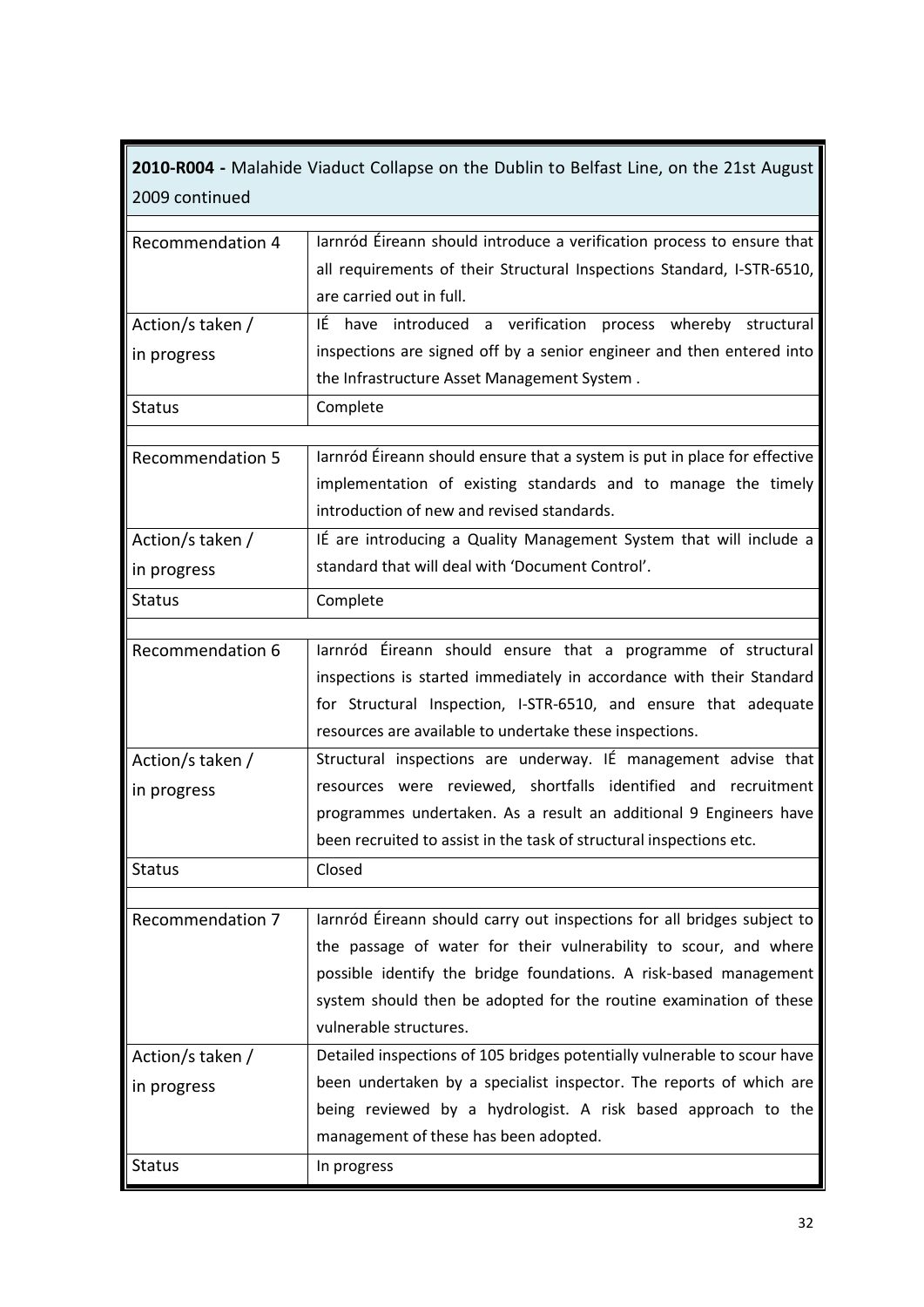| **2010-R004 -** Malahide Viaduct Collapse on the Dublin to Belfast Line, on the 21st August 2009 continued | |
| --- | --- |
| Recommendation 4 | Iarnród Éireann should introduce a verification process to ensure that all requirements of their Structural Inspections Standard, I-STR-6510, are carried out in full. |
| Action/s taken / in progress | IÉ have introduced a verification process whereby structural inspections are signed off by a senior engineer and then entered into the Infrastructure Asset Management System . |
| Status | Complete |
| Recommendation 5 | Iarnród Éireann should ensure that a system is put in place for effective implementation of existing standards and to manage the timely introduction of new and revised standards. |
| Action/s taken / in progress | IÉ are introducing a Quality Management System that will include a standard that will deal with 'Document Control'. |
| Status | Complete |
| Recommendation 6 | Iarnród Éireann should ensure that a programme of structural inspections is started immediately in accordance with their Standard for Structural Inspection, I-STR-6510, and ensure that adequate resources are available to undertake these inspections. |
| Action/s taken / in progress | Structural inspections are underway. IÉ management advise that resources were reviewed, shortfalls identified and recruitment programmes undertaken. As a result an additional 9 Engineers have been recruited to assist in the task of structural inspections etc. |
| Status | Closed |
| Recommendation 7 | Iarnród Éireann should carry out inspections for all bridges subject to the passage of water for their vulnerability to scour, and where possible identify the bridge foundations. A risk-based management system should then be adopted for the routine examination of these vulnerable structures. |
| Action/s taken / in progress | Detailed inspections of 105 bridges potentially vulnerable to scour have been undertaken by a specialist inspector. The reports of which are being reviewed by a hydrologist. A risk based approach to the management of these has been adopted. |
| Status | In progress |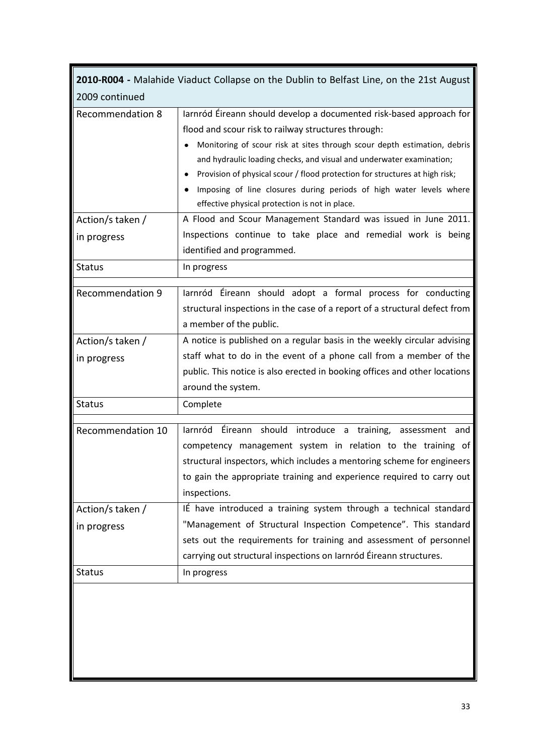| **2010-R004 -** Malahide Viaduct Collapse on the Dublin to Belfast Line, on the 21st August 2009 continued | |
|---|---|
| Recommendation 8 | Iarnród Éireann should develop a documented risk-based approach for flood and scour risk to railway structures through:<br>• Monitoring of scour risk at sites through scour depth estimation, debris and hydraulic loading checks, and visual and underwater examination;<br>• Provision of physical scour / flood protection for structures at high risk;<br>• Imposing of line closures during periods of high water levels where effective physical protection is not in place. |
| Action/s taken / in progress | A Flood and Scour Management Standard was issued in June 2011. Inspections continue to take place and remedial work is being identified and programmed. |
| Status | In progress |
| Recommendation 9 | Iarnród Éireann should adopt a formal process for conducting structural inspections in the case of a report of a structural defect from a member of the public. |
| Action/s taken / in progress | A notice is published on a regular basis in the weekly circular advising staff what to do in the event of a phone call from a member of the public. This notice is also erected in booking offices and other locations around the system. |
| Status | Complete |
| Recommendation 10 | Iarnród Éireann should introduce a training, assessment and competency management system in relation to the training of structural inspectors, which includes a mentoring scheme for engineers to gain the appropriate training and experience required to carry out inspections. |
| Action/s taken / in progress | IÉ have introduced a training system through a technical standard "Management of Structural Inspection Competence". This standard sets out the requirements for training and assessment of personnel carrying out structural inspections on Iarnród Éireann structures. |
| Status | In progress |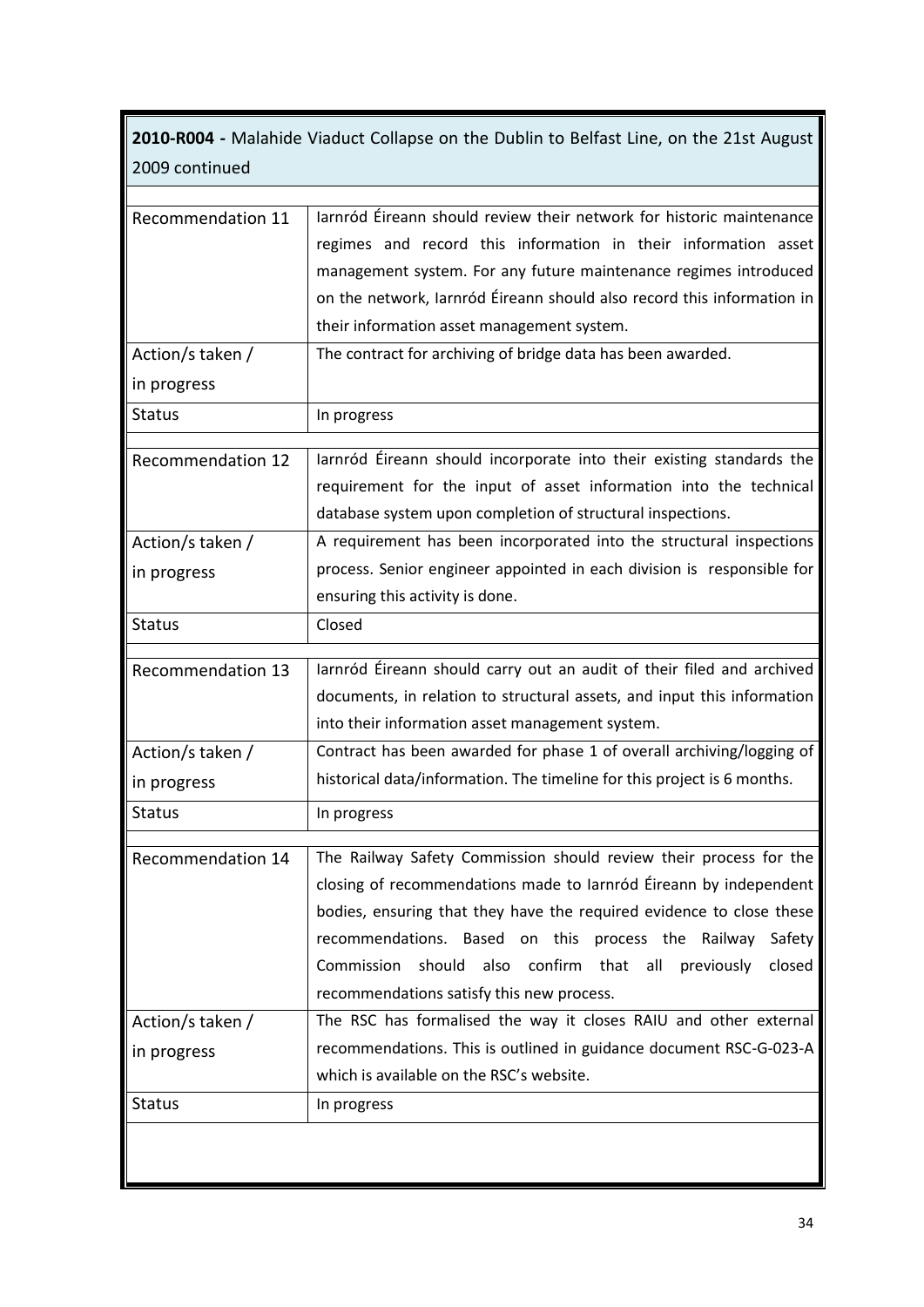| **2010-R004 -** Malahide Viaduct Collapse on the Dublin to Belfast Line, on the 21st August 2009 continued | |
|---|---|
| Recommendation 11 | Iarnród Éireann should review their network for historic maintenance regimes and record this information in their information asset management system. For any future maintenance regimes introduced on the network, Iarnród Éireann should also record this information in their information asset management system. |
| Action/s taken / in progress | The contract for archiving of bridge data has been awarded. |
| Status | In progress |
| Recommendation 12 | Iarnród Éireann should incorporate into their existing standards the requirement for the input of asset information into the technical database system upon completion of structural inspections. |
| Action/s taken / in progress | A requirement has been incorporated into the structural inspections process. Senior engineer appointed in each division is responsible for ensuring this activity is done. |
| Status | Closed |
| Recommendation 13 | Iarnród Éireann should carry out an audit of their filed and archived documents, in relation to structural assets, and input this information into their information asset management system. |
| Action/s taken / in progress | Contract has been awarded for phase 1 of overall archiving/logging of historical data/information. The timeline for this project is 6 months. |
| Status | In progress |
| Recommendation 14 | The Railway Safety Commission should review their process for the closing of recommendations made to Iarnród Éireann by independent bodies, ensuring that they have the required evidence to close these recommendations. Based on this process the Railway Safety Commission should also confirm that all previously closed recommendations satisfy this new process. |
| Action/s taken / in progress | The RSC has formalised the way it closes RAIU and other external recommendations. This is outlined in guidance document RSC-G-023-A which is available on the RSC's website. |
| Status | In progress |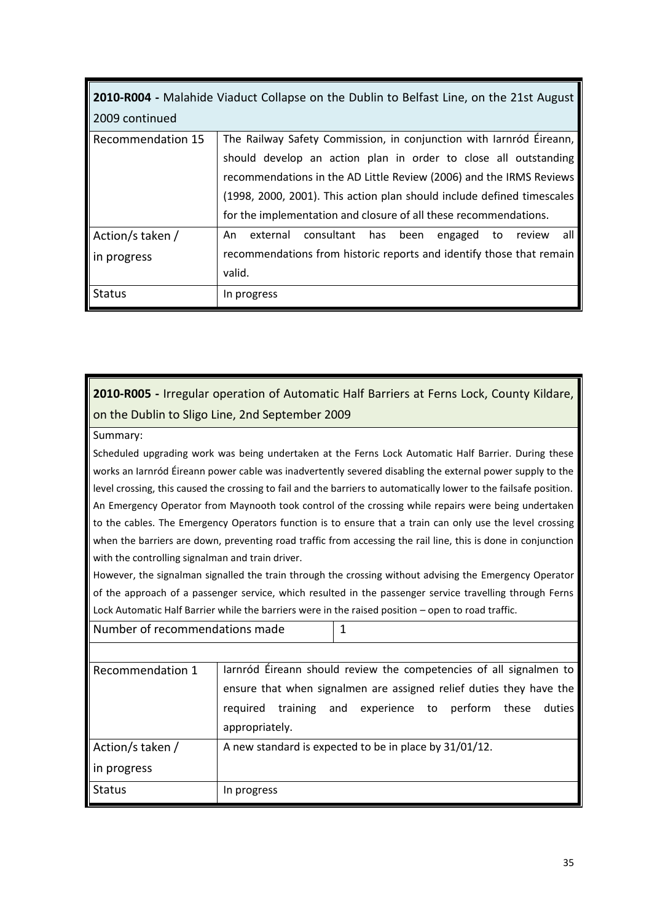| **2010-R004 -** Malahide Viaduct Collapse on the Dublin to Belfast Line, on the 21st August 2009 continued | |
|---|---|
| Recommendation 15 | The Railway Safety Commission, in conjunction with Iarnród Éireann, should develop an action plan in order to close all outstanding recommendations in the AD Little Review (2006) and the IRMS Reviews (1998, 2000, 2001). This action plan should include defined timescales for the implementation and closure of all these recommendations. |
| Action/s taken / in progress | An external consultant has been engaged to review all recommendations from historic reports and identify those that remain valid. |
| Status | In progress |

**2010-R005 -** Irregular operation of Automatic Half Barriers at Ferns Lock, County Kildare, on the Dublin to Sligo Line, 2nd September 2009

Summary:

Scheduled upgrading work was being undertaken at the Ferns Lock Automatic Half Barrier. During these works an Iarnród Éireann power cable was inadvertently severed disabling the external power supply to the level crossing, this caused the crossing to fail and the barriers to automatically lower to the failsafe position. An Emergency Operator from Maynooth took control of the crossing while repairs were being undertaken to the cables. The Emergency Operators function is to ensure that a train can only use the level crossing when the barriers are down, preventing road traffic from accessing the rail line, this is done in conjunction with the controlling signalman and train driver.

However, the signalman signalled the train through the crossing without advising the Emergency Operator of the approach of a passenger service, which resulted in the passenger service travelling through Ferns Lock Automatic Half Barrier while the barriers were in the raised position – open to road traffic.

| Number of recommendations made | 1 |
|---|---|

| Recommendation 1 | Iarnród Éireann should review the competencies of all signalmen to ensure that when signalmen are assigned relief duties they have the required training and experience to perform these duties appropriately. |
|---|---|
| Action/s taken / in progress | A new standard is expected to be in place by 31/01/12. |
| Status | In progress |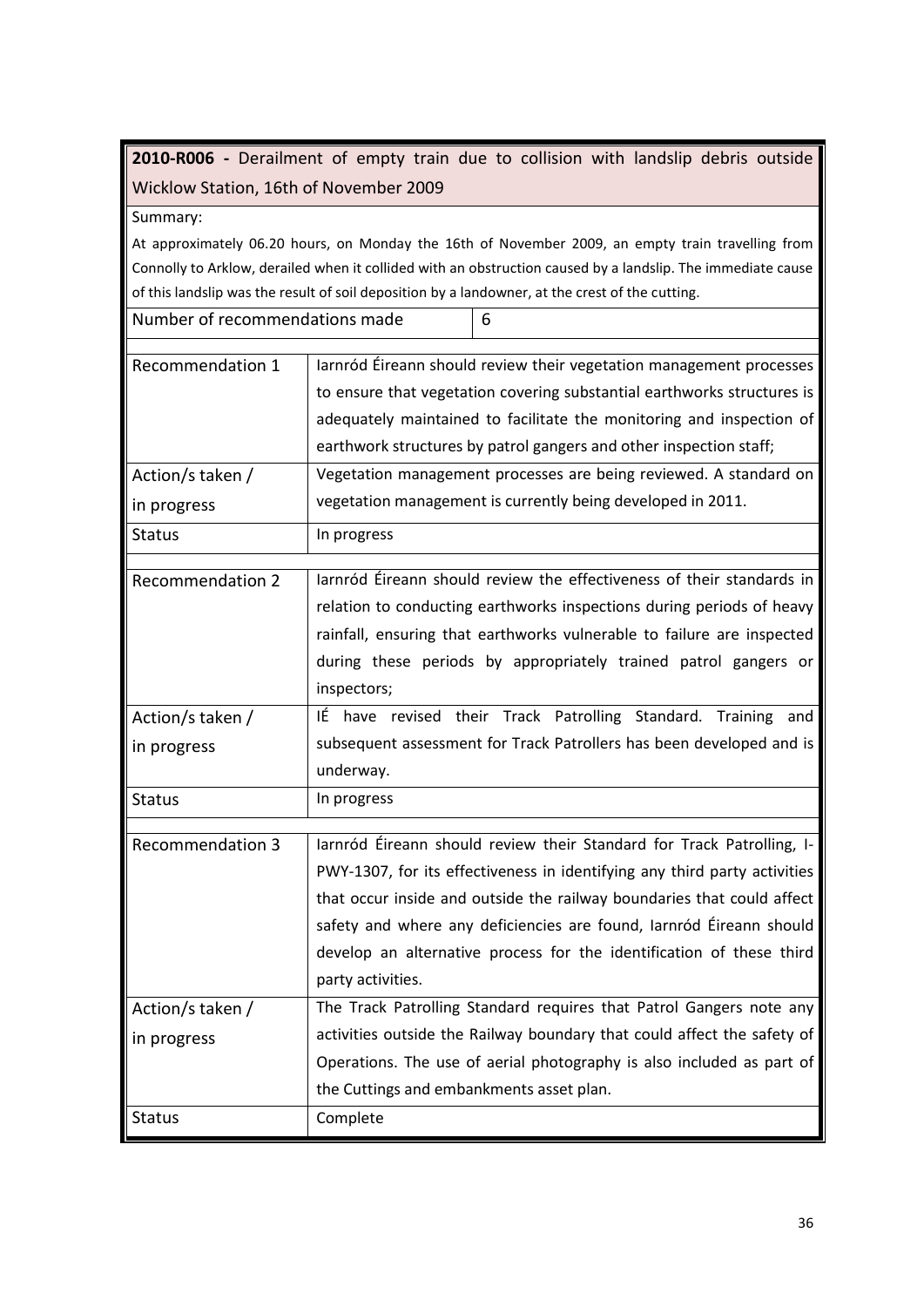| **2010-R006 -** Derailment of empty train due to collision with landslip debris outside Wicklow Station, 16th of November 2009 | | |
|---|---|---|
| Summary:<br>At approximately 06.20 hours, on Monday the 16th of November 2009, an empty train travelling from Connolly to Arklow, derailed when it collided with an obstruction caused by a landslip. The immediate cause of this landslip was the result of soil deposition by a landowner, at the crest of the cutting. | | |
| Number of recommendations made | | 6 |

| | |
|---|---|
| Recommendation 1 | Iarnród Éireann should review their vegetation management processes to ensure that vegetation covering substantial earthworks structures is adequately maintained to facilitate the monitoring and inspection of earthwork structures by patrol gangers and other inspection staff; |
| Action/s taken / in progress | Vegetation management processes are being reviewed. A standard on vegetation management is currently being developed in 2011. |
| Status | In progress |
| Recommendation 2 | Iarnród Éireann should review the effectiveness of their standards in relation to conducting earthworks inspections during periods of heavy rainfall, ensuring that earthworks vulnerable to failure are inspected during these periods by appropriately trained patrol gangers or inspectors; |
| Action/s taken / in progress | IÉ have revised their Track Patrolling Standard. Training and subsequent assessment for Track Patrollers has been developed and is underway. |
| Status | In progress |
| Recommendation 3 | Iarnród Éireann should review their Standard for Track Patrolling, I-PWY-1307, for its effectiveness in identifying any third party activities that occur inside and outside the railway boundaries that could affect safety and where any deficiencies are found, Iarnród Éireann should develop an alternative process for the identification of these third party activities. |
| Action/s taken / in progress | The Track Patrolling Standard requires that Patrol Gangers note any activities outside the Railway boundary that could affect the safety of Operations. The use of aerial photography is also included as part of the Cuttings and embankments asset plan. |
| Status | Complete |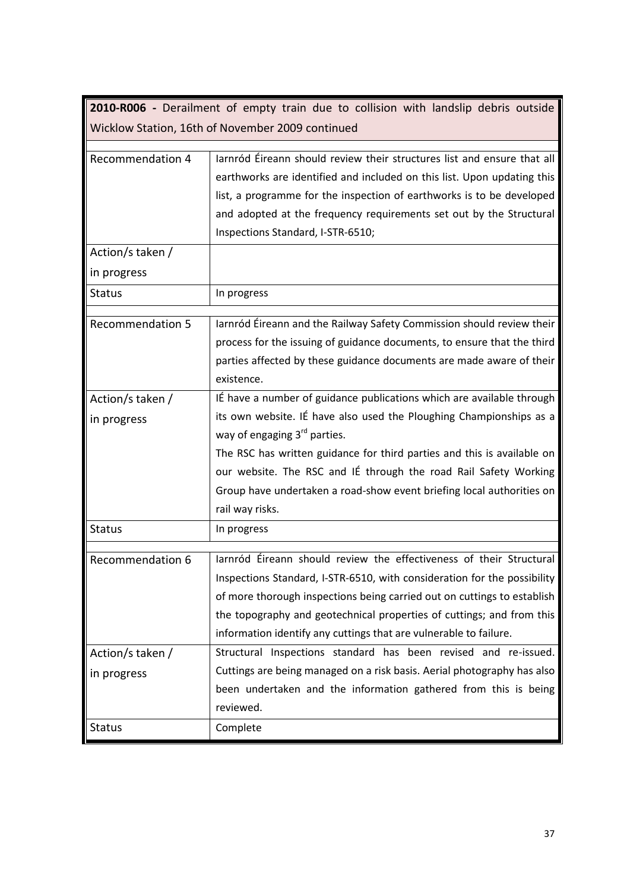| **2010-R006 -** Derailment of empty train due to collision with landslip debris outside Wicklow Station, 16th of November 2009 continued | |
|---|---|
| Recommendation 4 | Iarnród Éireann should review their structures list and ensure that all earthworks are identified and included on this list. Upon updating this list, a programme for the inspection of earthworks is to be developed and adopted at the frequency requirements set out by the Structural Inspections Standard, I-STR-6510; |
| Action/s taken / in progress | |
| Status | In progress |
| Recommendation 5 | Iarnród Éireann and the Railway Safety Commission should review their process for the issuing of guidance documents, to ensure that the third parties affected by these guidance documents are made aware of their existence. |
| Action/s taken / in progress | IÉ have a number of guidance publications which are available through its own website. IÉ have also used the Ploughing Championships as a way of engaging 3rd parties. The RSC has written guidance for third parties and this is available on our website. The RSC and IÉ through the road Rail Safety Working Group have undertaken a road-show event briefing local authorities on rail way risks. |
| Status | In progress |
| Recommendation 6 | Iarnród Éireann should review the effectiveness of their Structural Inspections Standard, I-STR-6510, with consideration for the possibility of more thorough inspections being carried out on cuttings to establish the topography and geotechnical properties of cuttings; and from this information identify any cuttings that are vulnerable to failure. |
| Action/s taken / in progress | Structural Inspections standard has been revised and re-issued. Cuttings are being managed on a risk basis. Aerial photography has also been undertaken and the information gathered from this is being reviewed. |
| Status | Complete |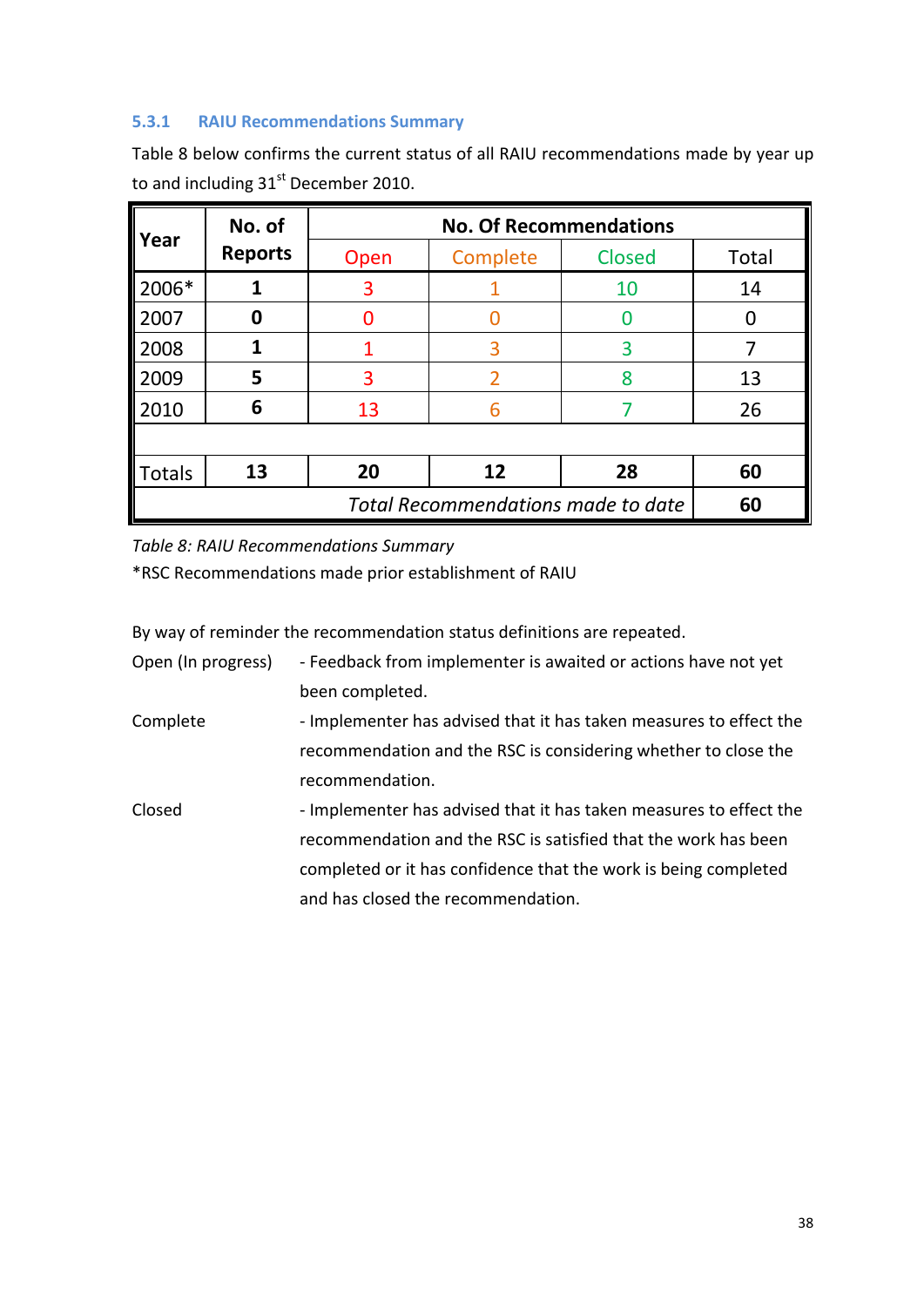### 5.3.1 RAIU Recommendations Summary

Table 8 below confirms the current status of all RAIU recommendations made by year up to and including 31st December 2010.

| Year | No. of Reports | No. Of Recommendations | | | |
|---|---|---|---|---|---|
| | | Open | Complete | Closed | Total |
| 2006* | **1** | 3 | 1 | 10 | 14 |
| 2007 | **0** | 0 | 0 | 0 | 0 |
| 2008 | **1** | 1 | 3 | 3 | 7 |
| 2009 | **5** | 3 | 2 | 8 | 13 |
| 2010 | **6** | 13 | 6 | 7 | 26 |
| | | | | | |
| Totals | **13** | **20** | **12** | **28** | **60** |
| | | | | *Total Recommendations made to date* | **60** |

*Table 8: RAIU Recommendations Summary*

*RSC Recommendations made prior establishment of RAIU

By way of reminder the recommendation status definitions are repeated.

Open (In progress) - Feedback from implementer is awaited or actions have not yet been completed.

Complete - Implementer has advised that it has taken measures to effect the recommendation and the RSC is considering whether to close the recommendation.

Closed - Implementer has advised that it has taken measures to effect the recommendation and the RSC is satisfied that the work has been completed or it has confidence that the work is being completed and has closed the recommendation.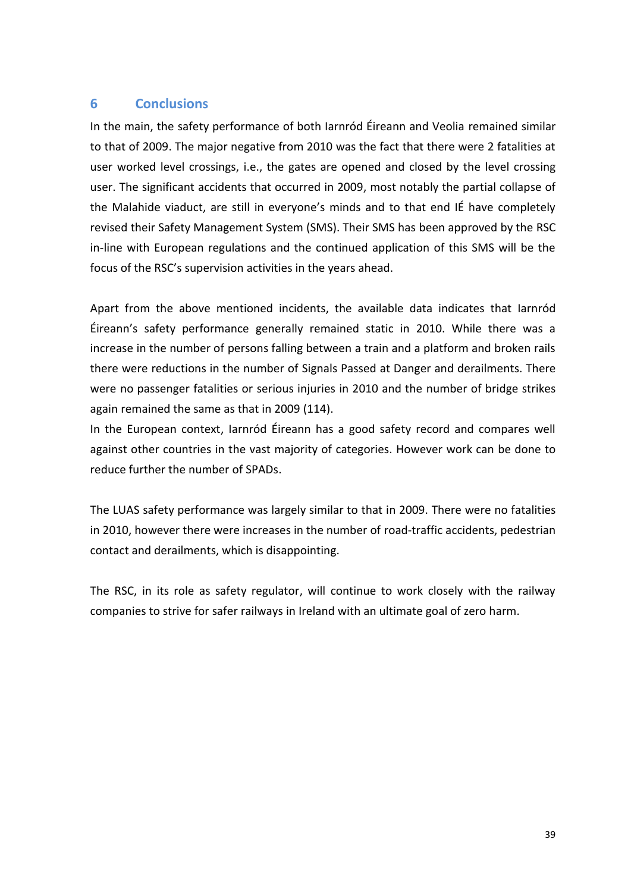## 6 Conclusions

In the main, the safety performance of both Iarnród Éireann and Veolia remained similar to that of 2009. The major negative from 2010 was the fact that there were 2 fatalities at user worked level crossings, i.e., the gates are opened and closed by the level crossing user. The significant accidents that occurred in 2009, most notably the partial collapse of the Malahide viaduct, are still in everyone's minds and to that end IÉ have completely revised their Safety Management System (SMS). Their SMS has been approved by the RSC in-line with European regulations and the continued application of this SMS will be the focus of the RSC's supervision activities in the years ahead.

Apart from the above mentioned incidents, the available data indicates that Iarnród Éireann's safety performance generally remained static in 2010. While there was a increase in the number of persons falling between a train and a platform and broken rails there were reductions in the number of Signals Passed at Danger and derailments. There were no passenger fatalities or serious injuries in 2010 and the number of bridge strikes again remained the same as that in 2009 (114).

In the European context, Iarnród Éireann has a good safety record and compares well against other countries in the vast majority of categories. However work can be done to reduce further the number of SPADs.

The LUAS safety performance was largely similar to that in 2009. There were no fatalities in 2010, however there were increases in the number of road-traffic accidents, pedestrian contact and derailments, which is disappointing.

The RSC, in its role as safety regulator, will continue to work closely with the railway companies to strive for safer railways in Ireland with an ultimate goal of zero harm.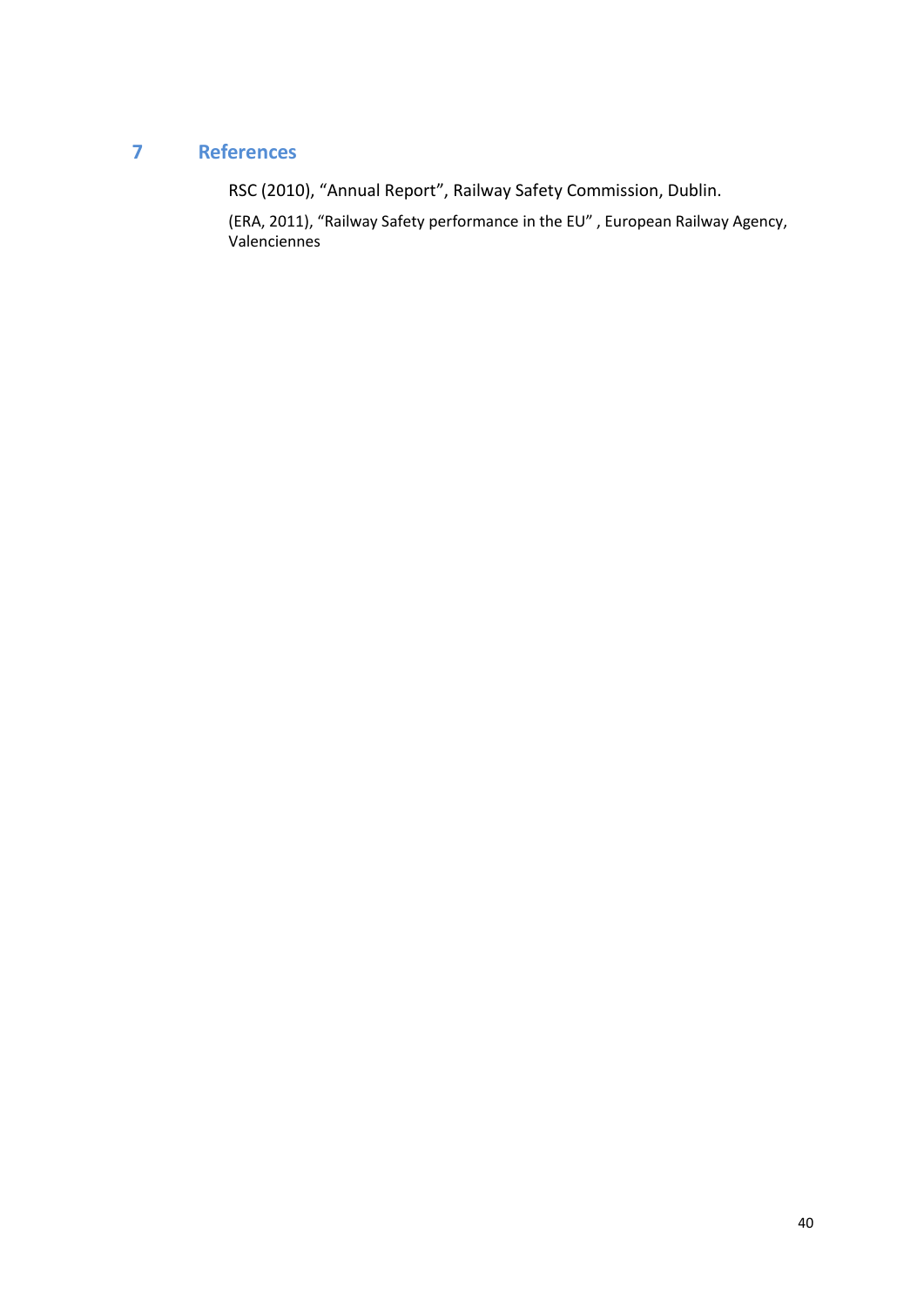# 7 References

RSC (2010), “Annual Report”, Railway Safety Commission, Dublin.

(ERA, 2011), “Railway Safety performance in the EU” , European Railway Agency, Valenciennes